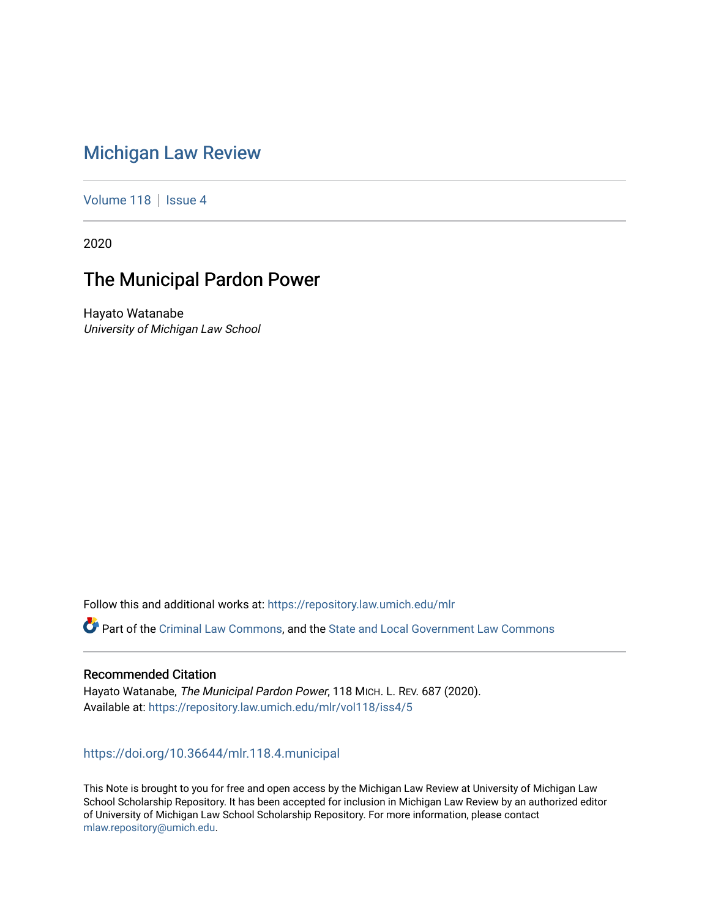# Michigan Law Review

Volume 118 | Issue 4

2020

## The Municipal Pardon Power

Hayato Watanabe
*University of Michigan Law School*

Follow this and additional works at: https://repository.law.umich.edu/mlr

Part of the Criminal Law Commons, and the State and Local Government Law Commons

### Recommended Citation

Hayato Watanabe, *The Municipal Pardon Power*, 118 MICH. L. REV. 687 (2020).
Available at: https://repository.law.umich.edu/mlr/vol118/iss4/5

https://doi.org/10.36644/mlr.118.4.municipal

This Note is brought to you for free and open access by the Michigan Law Review at University of Michigan Law School Scholarship Repository. It has been accepted for inclusion in Michigan Law Review by an authorized editor of University of Michigan Law School Scholarship Repository. For more information, please contact mlaw.repository@umich.edu.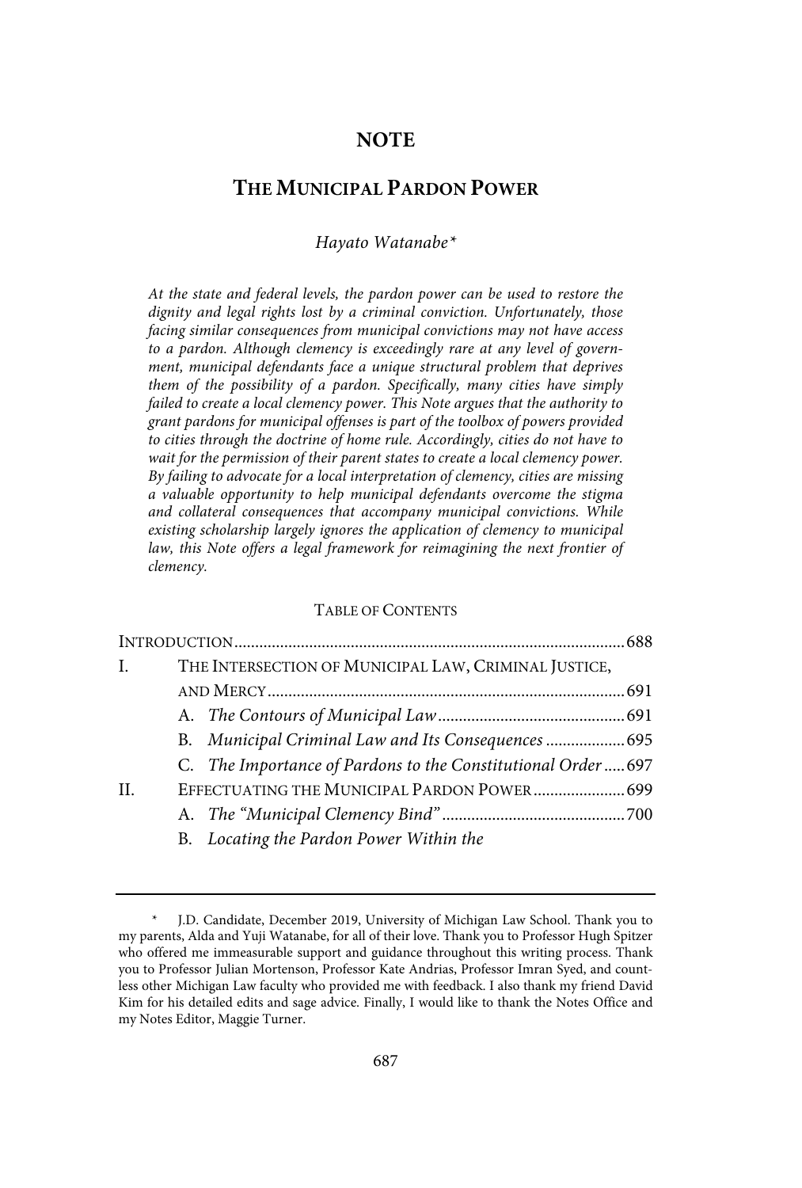# NOTE

## THE MUNICIPAL PARDON POWER

*Hayato Watanabe*\*

*At the state and federal levels, the pardon power can be used to restore the dignity and legal rights lost by a criminal conviction. Unfortunately, those facing similar consequences from municipal convictions may not have access to a pardon. Although clemency is exceedingly rare at any level of government, municipal defendants face a unique structural problem that deprives them of the possibility of a pardon. Specifically, many cities have simply failed to create a local clemency power. This Note argues that the authority to grant pardons for municipal offenses is part of the toolbox of powers provided to cities through the doctrine of home rule. Accordingly, cities do not have to wait for the permission of their parent states to create a local clemency power. By failing to advocate for a local interpretation of clemency, cities are missing a valuable opportunity to help municipal defendants overcome the stigma and collateral consequences that accompany municipal convictions. While existing scholarship largely ignores the application of clemency to municipal law, this Note offers a legal framework for reimagining the next frontier of clemency.*

TABLE OF CONTENTS

| | | |
|---|---|---|
| INTRODUCTION | | 688 |
| I. | THE INTERSECTION OF MUNICIPAL LAW, CRIMINAL JUSTICE, AND MERCY | 691 |
| | A. *The Contours of Municipal Law* | 691 |
| | B. *Municipal Criminal Law and Its Consequences* | 695 |
| | C. *The Importance of Pardons to the Constitutional Order* | 697 |
| II. | EFFECTUATING THE MUNICIPAL PARDON POWER | 699 |
| | A. *The "Municipal Clemency Bind"* | 700 |
| | B. *Locating the Pardon Power Within the* | |

\* J.D. Candidate, December 2019, University of Michigan Law School. Thank you to my parents, Alda and Yuji Watanabe, for all of their love. Thank you to Professor Hugh Spitzer who offered me immeasurable support and guidance throughout this writing process. Thank you to Professor Julian Mortenson, Professor Kate Andrias, Professor Imran Syed, and countless other Michigan Law faculty who provided me with feedback. I also thank my friend David Kim for his detailed edits and sage advice. Finally, I would like to thank the Notes Office and my Notes Editor, Maggie Turner.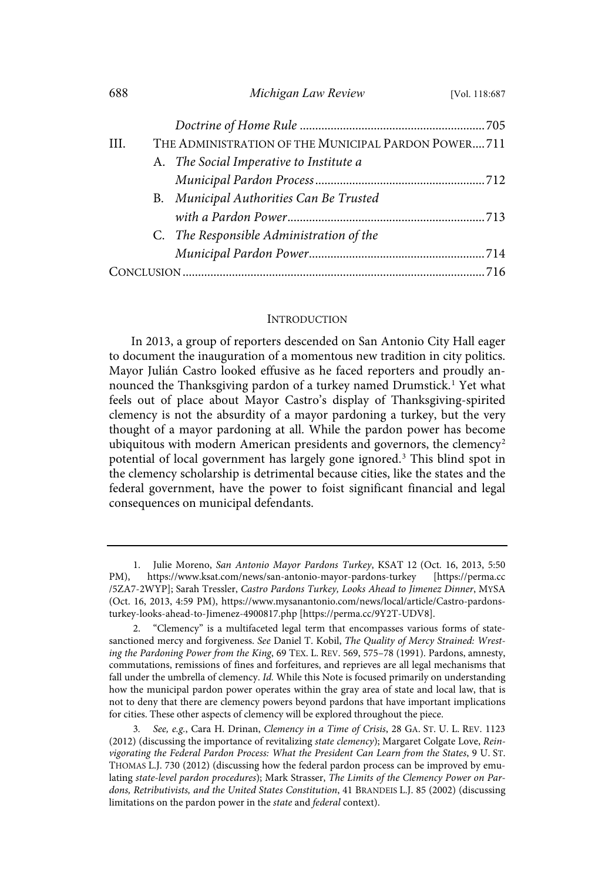| | | |
|---|---|---|
| | *Doctrine of Home Rule* | 705 |
| III. | THE ADMINISTRATION OF THE MUNICIPAL PARDON POWER | 711 |
| | A. *The Social Imperative to Institute a Municipal Pardon Process* | 712 |
| | B. *Municipal Authorities Can Be Trusted with a Pardon Power* | 713 |
| | C. *The Responsible Administration of the Municipal Pardon Power* | 714 |
| CONCLUSION | | 716 |

## INTRODUCTION

In 2013, a group of reporters descended on San Antonio City Hall eager to document the inauguration of a momentous new tradition in city politics. Mayor Julián Castro looked effusive as he faced reporters and proudly announced the Thanksgiving pardon of a turkey named Drumstick.[1] Yet what feels out of place about Mayor Castro's display of Thanksgiving-spirited clemency is not the absurdity of a mayor pardoning a turkey, but the very thought of a mayor pardoning at all. While the pardon power has become ubiquitous with modern American presidents and governors, the clemency[2] potential of local government has largely gone ignored.[3] This blind spot in the clemency scholarship is detrimental because cities, like the states and the federal government, have the power to foist significant financial and legal consequences on municipal defendants.

---

1. Julie Moreno, *San Antonio Mayor Pardons Turkey*, KSAT 12 (Oct. 16, 2013, 5:50 PM), https://www.ksat.com/news/san-antonio-mayor-pardons-turkey [https://perma.cc/5ZA7-2WYP]; Sarah Tressler, *Castro Pardons Turkey, Looks Ahead to Jimenez Dinner*, MYSA (Oct. 16, 2013, 4:59 PM), https://www.mysanantonio.com/news/local/article/Castro-pardons-turkey-looks-ahead-to-Jimenez-4900817.php [https://perma.cc/9Y2T-UDV8].

2. "Clemency" is a multifaceted legal term that encompasses various forms of state-sanctioned mercy and forgiveness. *See* Daniel T. Kobil, *The Quality of Mercy Strained: Wresting the Pardoning Power from the King*, 69 TEX. L. REV. 569, 575–78 (1991). Pardons, amnesty, commutations, remissions of fines and forfeitures, and reprieves are all legal mechanisms that fall under the umbrella of clemency. *Id.* While this Note is focused primarily on understanding how the municipal pardon power operates within the gray area of state and local law, that is not to deny that there are clemency powers beyond pardons that have important implications for cities. These other aspects of clemency will be explored throughout the piece.

3. *See, e.g.*, Cara H. Drinan, *Clemency in a Time of Crisis*, 28 GA. ST. U. L. REV. 1123 (2012) (discussing the importance of revitalizing *state clemency*); Margaret Colgate Love, *Reinvigorating the Federal Pardon Process: What the President Can Learn from the States*, 9 U. ST. THOMAS L.J. 730 (2012) (discussing how the federal pardon process can be improved by emulating *state-level pardon procedures*); Mark Strasser, *The Limits of the Clemency Power on Pardons, Retributivists, and the United States Constitution*, 41 BRANDEIS L.J. 85 (2002) (discussing limitations on the pardon power in the *state* and *federal* context).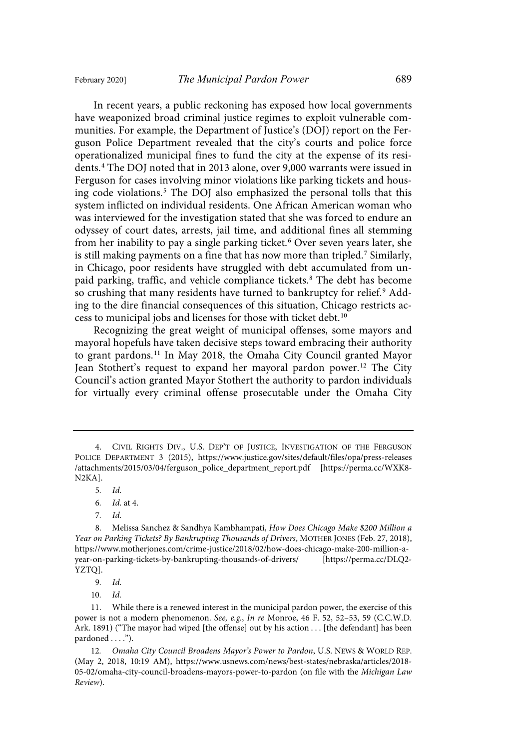In recent years, a public reckoning has exposed how local governments have weaponized broad criminal justice regimes to exploit vulnerable communities. For example, the Department of Justice's (DOJ) report on the Ferguson Police Department revealed that the city's courts and police force operationalized municipal fines to fund the city at the expense of its residents.[4] The DOJ noted that in 2013 alone, over 9,000 warrants were issued in Ferguson for cases involving minor violations like parking tickets and housing code violations.[5] The DOJ also emphasized the personal tolls that this system inflicted on individual residents. One African American woman who was interviewed for the investigation stated that she was forced to endure an odyssey of court dates, arrests, jail time, and additional fines all stemming from her inability to pay a single parking ticket.[6] Over seven years later, she is still making payments on a fine that has now more than tripled.[7] Similarly, in Chicago, poor residents have struggled with debt accumulated from unpaid parking, traffic, and vehicle compliance tickets.[8] The debt has become so crushing that many residents have turned to bankruptcy for relief.[9] Adding to the dire financial consequences of this situation, Chicago restricts access to municipal jobs and licenses for those with ticket debt.[10]

Recognizing the great weight of municipal offenses, some mayors and mayoral hopefuls have taken decisive steps toward embracing their authority to grant pardons.[11] In May 2018, the Omaha City Council granted Mayor Jean Stothert's request to expand her mayoral pardon power.[12] The City Council's action granted Mayor Stothert the authority to pardon individuals for virtually every criminal offense prosecutable under the Omaha City

---

4. Civil Rights Div., U.S. Dep't of Justice, Investigation of the Ferguson Police Department 3 (2015), https://www.justice.gov/sites/default/files/opa/press-releases/attachments/2015/03/04/ferguson_police_department_report.pdf [https://perma.cc/WXK8-N2KA].

5. *Id.*

6. *Id.* at 4.

7. *Id.*

8. Melissa Sanchez & Sandhya Kambhampati, *How Does Chicago Make $200 Million a Year on Parking Tickets? By Bankrupting Thousands of Drivers*, Mother Jones (Feb. 27, 2018), https://www.motherjones.com/crime-justice/2018/02/how-does-chicago-make-200-million-a-year-on-parking-tickets-by-bankrupting-thousands-of-drivers/ [https://perma.cc/DLQ2-YZTQ].

9. *Id.*

10. *Id.*

11. While there is a renewed interest in the municipal pardon power, the exercise of this power is not a modern phenomenon. *See, e.g.*, *In re* Monroe, 46 F. 52, 52–53, 59 (C.C.W.D. Ark. 1891) ("The mayor had wiped [the offense] out by his action . . . [the defendant] has been pardoned . . . .").

12. *Omaha City Council Broadens Mayor's Power to Pardon*, U.S. News & World Rep. (May 2, 2018, 10:19 AM), https://www.usnews.com/news/best-states/nebraska/articles/2018-05-02/omaha-city-council-broadens-mayors-power-to-pardon (on file with the *Michigan Law Review*).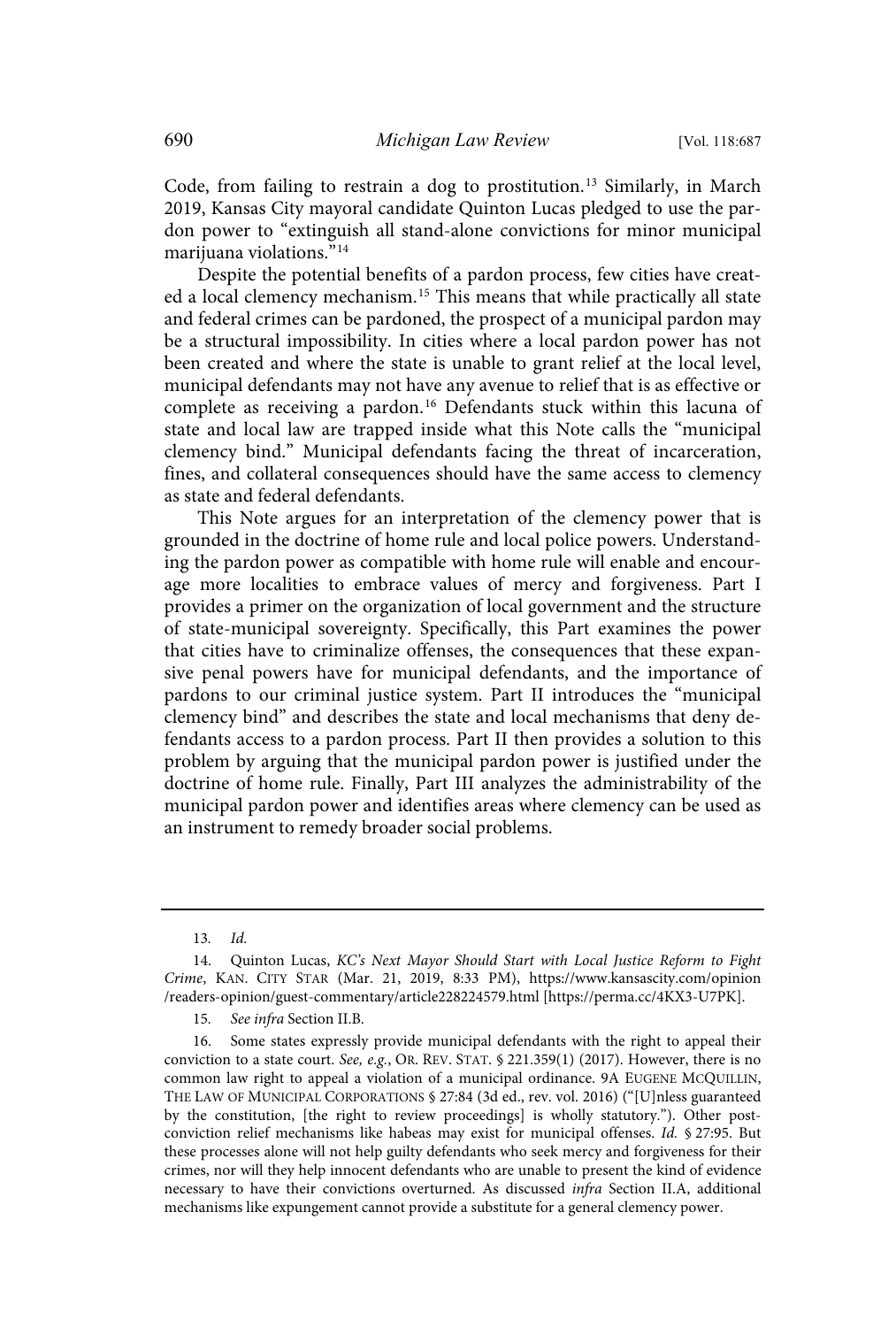Code, from failing to restrain a dog to prostitution.[13] Similarly, in March 2019, Kansas City mayoral candidate Quinton Lucas pledged to use the pardon power to "extinguish all stand-alone convictions for minor municipal marijuana violations."[14]

Despite the potential benefits of a pardon process, few cities have created a local clemency mechanism.[15] This means that while practically all state and federal crimes can be pardoned, the prospect of a municipal pardon may be a structural impossibility. In cities where a local pardon power has not been created and where the state is unable to grant relief at the local level, municipal defendants may not have any avenue to relief that is as effective or complete as receiving a pardon.[16] Defendants stuck within this lacuna of state and local law are trapped inside what this Note calls the "municipal clemency bind." Municipal defendants facing the threat of incarceration, fines, and collateral consequences should have the same access to clemency as state and federal defendants.

This Note argues for an interpretation of the clemency power that is grounded in the doctrine of home rule and local police powers. Understanding the pardon power as compatible with home rule will enable and encourage more localities to embrace values of mercy and forgiveness. Part I provides a primer on the organization of local government and the structure of state-municipal sovereignty. Specifically, this Part examines the power that cities have to criminalize offenses, the consequences that these expansive penal powers have for municipal defendants, and the importance of pardons to our criminal justice system. Part II introduces the "municipal clemency bind" and describes the state and local mechanisms that deny defendants access to a pardon process. Part II then provides a solution to this problem by arguing that the municipal pardon power is justified under the doctrine of home rule. Finally, Part III analyzes the administrability of the municipal pardon power and identifies areas where clemency can be used as an instrument to remedy broader social problems.

---

13. *Id.*

14. Quinton Lucas, *KC's Next Mayor Should Start with Local Justice Reform to Fight Crime*, KAN. CITY STAR (Mar. 21, 2019, 8:33 PM), https://www.kansascity.com/opinion/readers-opinion/guest-commentary/article228224579.html [https://perma.cc/4KX3-U7PK].

15. *See infra* Section II.B.

16. Some states expressly provide municipal defendants with the right to appeal their conviction to a state court. *See, e.g.*, OR. REV. STAT. § 221.359(1) (2017). However, there is no common law right to appeal a violation of a municipal ordinance. 9A EUGENE MCQUILLIN, THE LAW OF MUNICIPAL CORPORATIONS § 27:84 (3d ed., rev. vol. 2016) ("[U]nless guaranteed by the constitution, [the right to review proceedings] is wholly statutory."). Other post-conviction relief mechanisms like habeas may exist for municipal offenses. *Id.* § 27:95. But these processes alone will not help guilty defendants who seek mercy and forgiveness for their crimes, nor will they help innocent defendants who are unable to present the kind of evidence necessary to have their convictions overturned. As discussed *infra* Section II.A, additional mechanisms like expungement cannot provide a substitute for a general clemency power.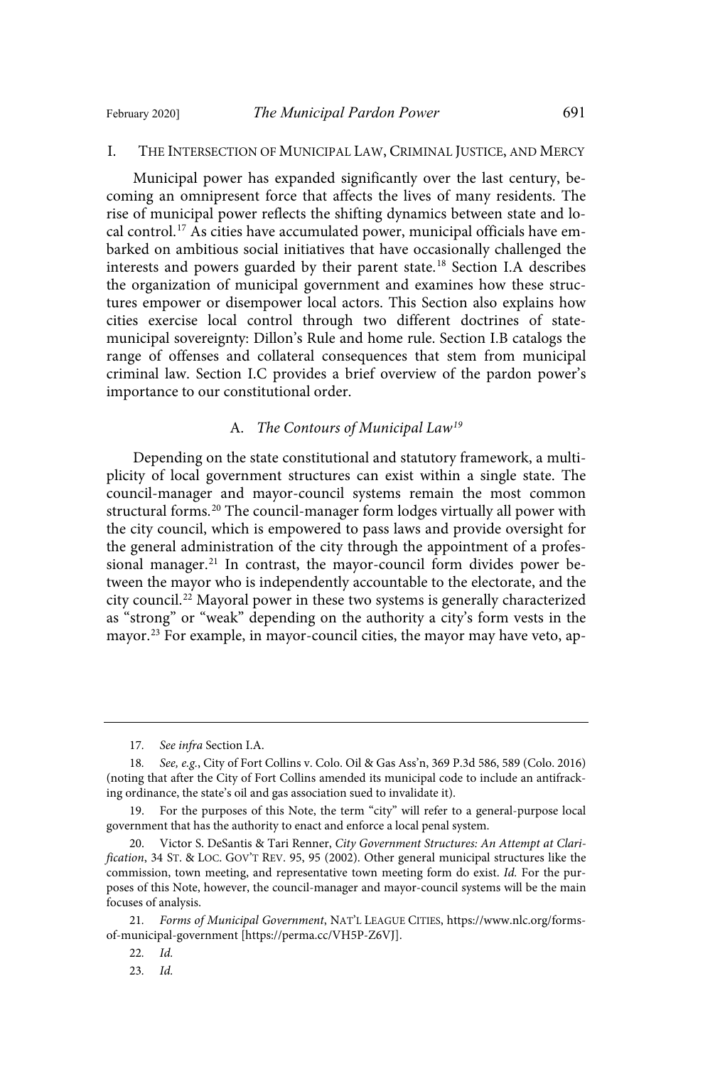## I. THE INTERSECTION OF MUNICIPAL LAW, CRIMINAL JUSTICE, AND MERCY

Municipal power has expanded significantly over the last century, becoming an omnipresent force that affects the lives of many residents. The rise of municipal power reflects the shifting dynamics between state and local control.[17] As cities have accumulated power, municipal officials have embarked on ambitious social initiatives that have occasionally challenged the interests and powers guarded by their parent state.[18] Section I.A describes the organization of municipal government and examines how these structures empower or disempower local actors. This Section also explains how cities exercise local control through two different doctrines of state-municipal sovereignty: Dillon's Rule and home rule. Section I.B catalogs the range of offenses and collateral consequences that stem from municipal criminal law. Section I.C provides a brief overview of the pardon power's importance to our constitutional order.

### A. *The Contours of Municipal Law*[19]

Depending on the state constitutional and statutory framework, a multiplicity of local government structures can exist within a single state. The council-manager and mayor-council systems remain the most common structural forms.[20] The council-manager form lodges virtually all power with the city council, which is empowered to pass laws and provide oversight for the general administration of the city through the appointment of a professional manager.[21] In contrast, the mayor-council form divides power between the mayor who is independently accountable to the electorate, and the city council.[22] Mayoral power in these two systems is generally characterized as "strong" or "weak" depending on the authority a city's form vests in the mayor.[23] For example, in mayor-council cities, the mayor may have veto, ap-

---

17. *See infra* Section I.A.

18. *See, e.g.*, City of Fort Collins v. Colo. Oil & Gas Ass'n, 369 P.3d 586, 589 (Colo. 2016) (noting that after the City of Fort Collins amended its municipal code to include an antifracking ordinance, the state's oil and gas association sued to invalidate it).

19. For the purposes of this Note, the term "city" will refer to a general-purpose local government that has the authority to enact and enforce a local penal system.

20. Victor S. DeSantis & Tari Renner, *City Government Structures: An Attempt at Clarification*, 34 ST. & LOC. GOV'T REV. 95, 95 (2002). Other general municipal structures like the commission, town meeting, and representative town meeting form do exist. *Id.* For the purposes of this Note, however, the council-manager and mayor-council systems will be the main focuses of analysis.

21. *Forms of Municipal Government*, NAT'L LEAGUE CITIES, https://www.nlc.org/forms-of-municipal-government [https://perma.cc/VH5P-Z6VJ].

22. *Id.*

23. *Id.*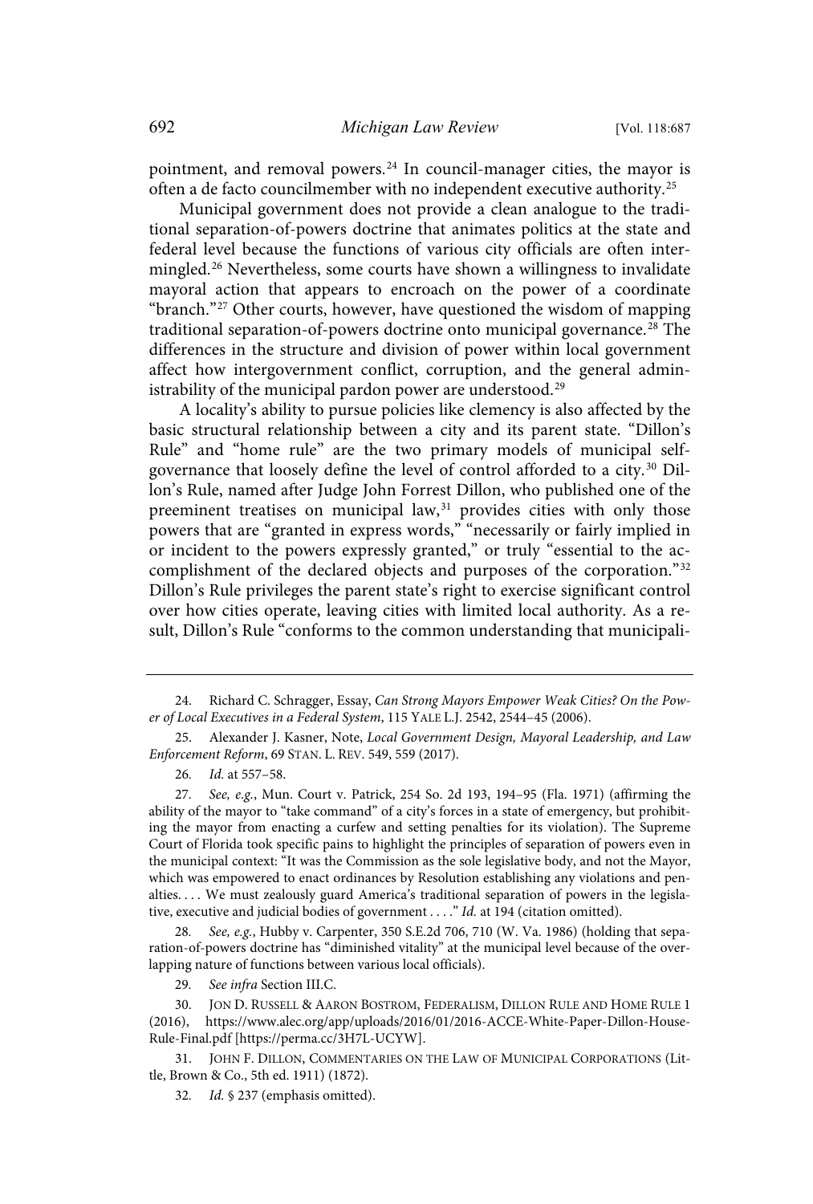pointment, and removal powers.[24] In council-manager cities, the mayor is often a de facto councilmember with no independent executive authority.[25]

Municipal government does not provide a clean analogue to the traditional separation-of-powers doctrine that animates politics at the state and federal level because the functions of various city officials are often intermingled.[26] Nevertheless, some courts have shown a willingness to invalidate mayoral action that appears to encroach on the power of a coordinate "branch."[27] Other courts, however, have questioned the wisdom of mapping traditional separation-of-powers doctrine onto municipal governance.[28] The differences in the structure and division of power within local government affect how intergovernment conflict, corruption, and the general administrability of the municipal pardon power are understood.[29]

A locality's ability to pursue policies like clemency is also affected by the basic structural relationship between a city and its parent state. "Dillon's Rule" and "home rule" are the two primary models of municipal self-governance that loosely define the level of control afforded to a city.[30] Dillon's Rule, named after Judge John Forrest Dillon, who published one of the preeminent treatises on municipal law,[31] provides cities with only those powers that are "granted in express words," "necessarily or fairly implied in or incident to the powers expressly granted," or truly "essential to the accomplishment of the declared objects and purposes of the corporation."[32] Dillon's Rule privileges the parent state's right to exercise significant control over how cities operate, leaving cities with limited local authority. As a result, Dillon's Rule "conforms to the common understanding that municipali-

---

24. Richard C. Schragger, Essay, *Can Strong Mayors Empower Weak Cities? On the Power of Local Executives in a Federal System*, 115 YALE L.J. 2542, 2544–45 (2006).

25. Alexander J. Kasner, Note, *Local Government Design, Mayoral Leadership, and Law Enforcement Reform*, 69 STAN. L. REV. 549, 559 (2017).

26. *Id.* at 557–58.

27. *See, e.g.*, Mun. Court v. Patrick, 254 So. 2d 193, 194–95 (Fla. 1971) (affirming the ability of the mayor to "take command" of a city's forces in a state of emergency, but prohibiting the mayor from enacting a curfew and setting penalties for its violation). The Supreme Court of Florida took specific pains to highlight the principles of separation of powers even in the municipal context: "It was the Commission as the sole legislative body, and not the Mayor, which was empowered to enact ordinances by Resolution establishing any violations and penalties. . . . We must zealously guard America's traditional separation of powers in the legislative, executive and judicial bodies of government . . . ." *Id.* at 194 (citation omitted).

28. *See, e.g.*, Hubby v. Carpenter, 350 S.E.2d 706, 710 (W. Va. 1986) (holding that separation-of-powers doctrine has "diminished vitality" at the municipal level because of the overlapping nature of functions between various local officials).

29. *See infra* Section III.C.

30. JON D. RUSSELL & AARON BOSTROM, FEDERALISM, DILLON RULE AND HOME RULE 1 (2016), https://www.alec.org/app/uploads/2016/01/2016-ACCE-White-Paper-Dillon-House-Rule-Final.pdf [https://perma.cc/3H7L-UCYW].

31. JOHN F. DILLON, COMMENTARIES ON THE LAW OF MUNICIPAL CORPORATIONS (Little, Brown & Co., 5th ed. 1911) (1872).

32. *Id.* § 237 (emphasis omitted).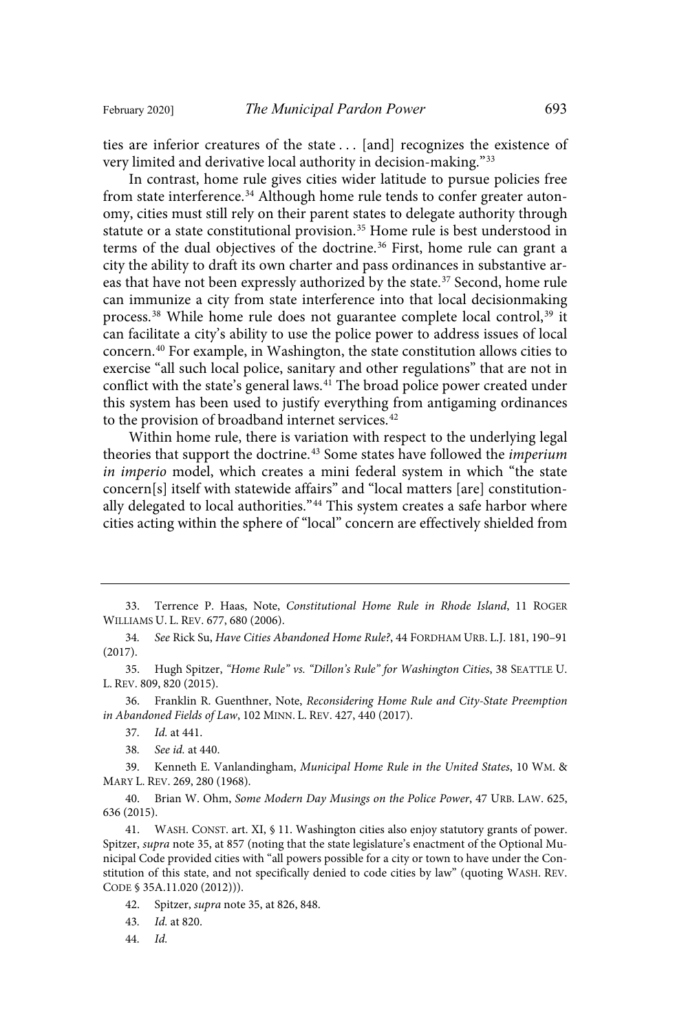ties are inferior creatures of the state . . . [and] recognizes the existence of very limited and derivative local authority in decision-making."[33]

In contrast, home rule gives cities wider latitude to pursue policies free from state interference.[34] Although home rule tends to confer greater autonomy, cities must still rely on their parent states to delegate authority through statute or a state constitutional provision.[35] Home rule is best understood in terms of the dual objectives of the doctrine.[36] First, home rule can grant a city the ability to draft its own charter and pass ordinances in substantive areas that have not been expressly authorized by the state.[37] Second, home rule can immunize a city from state interference into that local decisionmaking process.[38] While home rule does not guarantee complete local control,[39] it can facilitate a city's ability to use the police power to address issues of local concern.[40] For example, in Washington, the state constitution allows cities to exercise "all such local police, sanitary and other regulations" that are not in conflict with the state's general laws.[41] The broad police power created under this system has been used to justify everything from antigaming ordinances to the provision of broadband internet services.[42]

Within home rule, there is variation with respect to the underlying legal theories that support the doctrine.[43] Some states have followed the *imperium in imperio* model, which creates a mini federal system in which "the state concern[s] itself with statewide affairs" and "local matters [are] constitutionally delegated to local authorities."[44] This system creates a safe harbor where cities acting within the sphere of "local" concern are effectively shielded from

---

33. Terrence P. Haas, Note, *Constitutional Home Rule in Rhode Island*, 11 ROGER WILLIAMS U. L. REV. 677, 680 (2006).

34. *See* Rick Su, *Have Cities Abandoned Home Rule?*, 44 FORDHAM URB. L.J. 181, 190–91 (2017).

35. Hugh Spitzer, *"Home Rule" vs. "Dillon's Rule" for Washington Cities*, 38 SEATTLE U. L. REV. 809, 820 (2015).

36. Franklin R. Guenthner, Note, *Reconsidering Home Rule and City-State Preemption in Abandoned Fields of Law*, 102 MINN. L. REV. 427, 440 (2017).

37. *Id.* at 441.

38. *See id.* at 440.

39. Kenneth E. Vanlandingham, *Municipal Home Rule in the United States*, 10 WM. & MARY L. REV. 269, 280 (1968).

40. Brian W. Ohm, *Some Modern Day Musings on the Police Power*, 47 URB. LAW. 625, 636 (2015).

41. WASH. CONST. art. XI, § 11. Washington cities also enjoy statutory grants of power. Spitzer, *supra* note 35, at 857 (noting that the state legislature's enactment of the Optional Municipal Code provided cities with "all powers possible for a city or town to have under the Constitution of this state, and not specifically denied to code cities by law" (quoting WASH. REV. CODE § 35A.11.020 (2012))).

42. Spitzer, *supra* note 35, at 826, 848.

43. *Id.* at 820.

44. *Id.*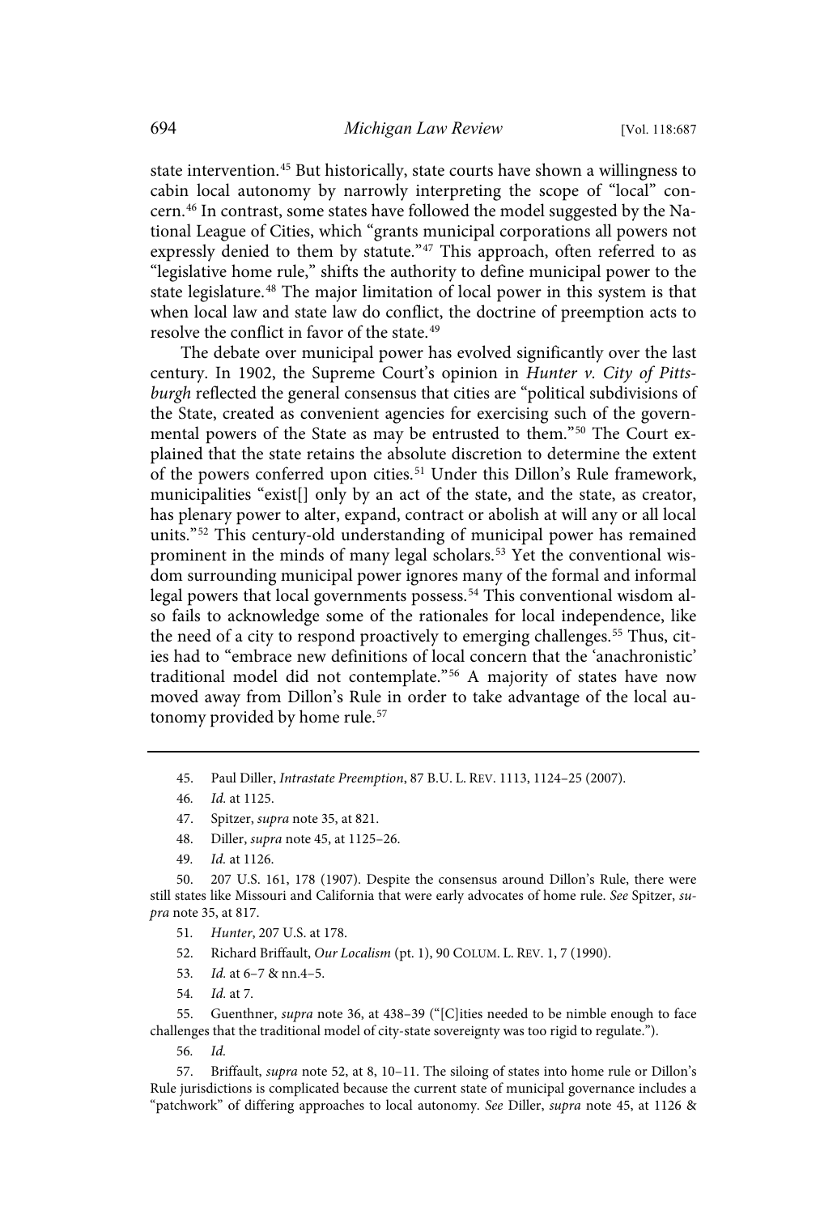state intervention.[45] But historically, state courts have shown a willingness to cabin local autonomy by narrowly interpreting the scope of "local" concern.[46] In contrast, some states have followed the model suggested by the National League of Cities, which "grants municipal corporations all powers not expressly denied to them by statute."[47] This approach, often referred to as "legislative home rule," shifts the authority to define municipal power to the state legislature.[48] The major limitation of local power in this system is that when local law and state law do conflict, the doctrine of preemption acts to resolve the conflict in favor of the state.[49]

The debate over municipal power has evolved significantly over the last century. In 1902, the Supreme Court's opinion in *Hunter v. City of Pittsburgh* reflected the general consensus that cities are "political subdivisions of the State, created as convenient agencies for exercising such of the governmental powers of the State as may be entrusted to them."[50] The Court explained that the state retains the absolute discretion to determine the extent of the powers conferred upon cities.[51] Under this Dillon's Rule framework, municipalities "exist[] only by an act of the state, and the state, as creator, has plenary power to alter, expand, contract or abolish at will any or all local units."[52] This century-old understanding of municipal power has remained prominent in the minds of many legal scholars.[53] Yet the conventional wisdom surrounding municipal power ignores many of the formal and informal legal powers that local governments possess.[54] This conventional wisdom also fails to acknowledge some of the rationales for local independence, like the need of a city to respond proactively to emerging challenges.[55] Thus, cities had to "embrace new definitions of local concern that the 'anachronistic' traditional model did not contemplate."[56] A majority of states have now moved away from Dillon's Rule in order to take advantage of the local autonomy provided by home rule.[57]

---

45. Paul Diller, *Intrastate Preemption*, 87 B.U. L. REV. 1113, 1124–25 (2007).

46. *Id.* at 1125.

47. Spitzer, *supra* note 35, at 821.

48. Diller, *supra* note 45, at 1125–26.

49. *Id.* at 1126.

50. 207 U.S. 161, 178 (1907). Despite the consensus around Dillon's Rule, there were still states like Missouri and California that were early advocates of home rule. *See* Spitzer, *supra* note 35, at 817.

51. *Hunter*, 207 U.S. at 178.

52. Richard Briffault, *Our Localism* (pt. 1), 90 COLUM. L. REV. 1, 7 (1990).

53. *Id.* at 6–7 & nn.4–5.

54. *Id.* at 7.

55. Guenthner, *supra* note 36, at 438–39 ("[C]ities needed to be nimble enough to face challenges that the traditional model of city-state sovereignty was too rigid to regulate.").

56. *Id.*

57. Briffault, *supra* note 52, at 8, 10–11. The siloing of states into home rule or Dillon's Rule jurisdictions is complicated because the current state of municipal governance includes a "patchwork" of differing approaches to local autonomy. *See* Diller, *supra* note 45, at 1126 &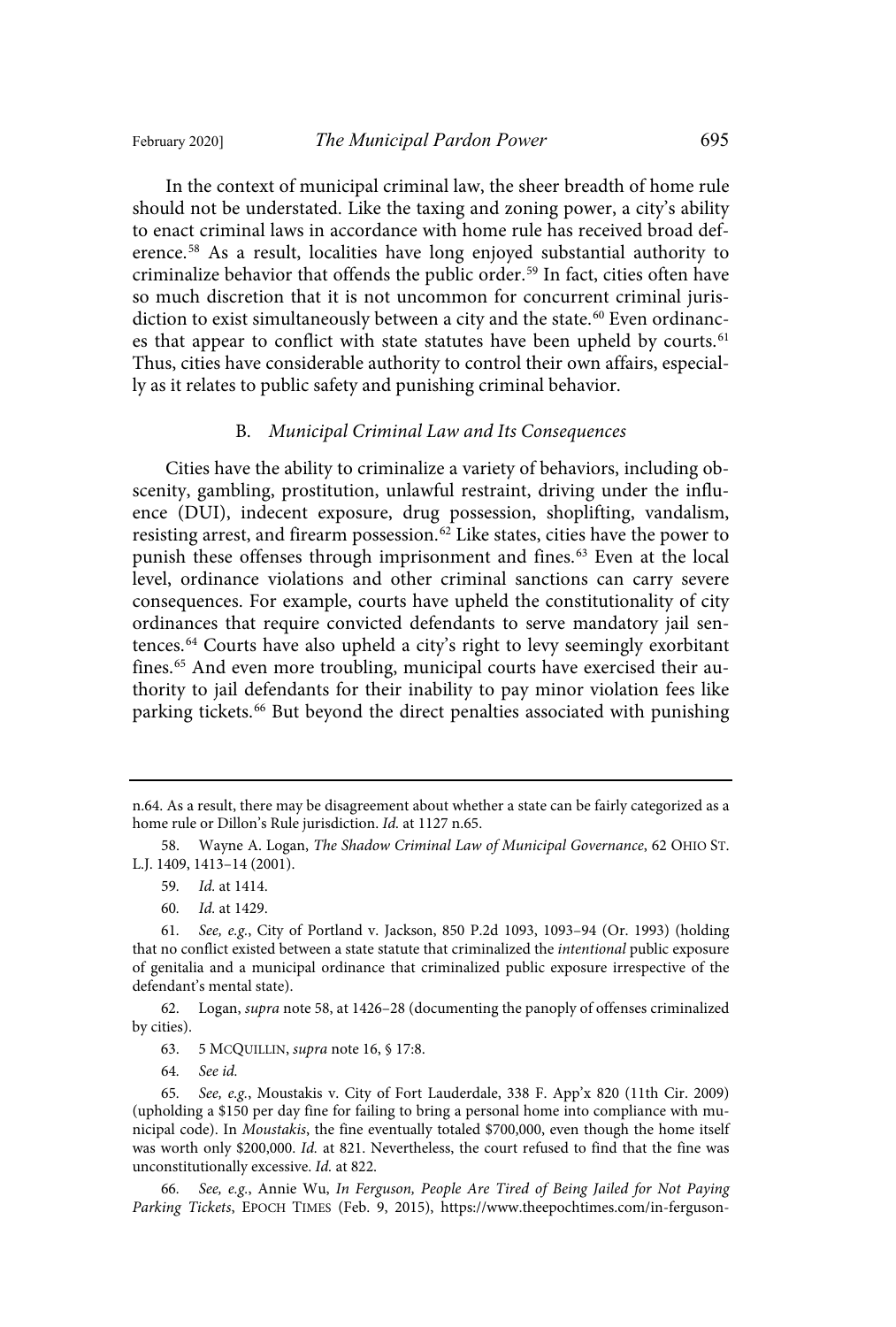In the context of municipal criminal law, the sheer breadth of home rule should not be understated. Like the taxing and zoning power, a city's ability to enact criminal laws in accordance with home rule has received broad deference.[58] As a result, localities have long enjoyed substantial authority to criminalize behavior that offends the public order.[59] In fact, cities often have so much discretion that it is not uncommon for concurrent criminal jurisdiction to exist simultaneously between a city and the state.[60] Even ordinances that appear to conflict with state statutes have been upheld by courts.[61] Thus, cities have considerable authority to control their own affairs, especially as it relates to public safety and punishing criminal behavior.

### B. *Municipal Criminal Law and Its Consequences*

Cities have the ability to criminalize a variety of behaviors, including obscenity, gambling, prostitution, unlawful restraint, driving under the influence (DUI), indecent exposure, drug possession, shoplifting, vandalism, resisting arrest, and firearm possession.[62] Like states, cities have the power to punish these offenses through imprisonment and fines.[63] Even at the local level, ordinance violations and other criminal sanctions can carry severe consequences. For example, courts have upheld the constitutionality of city ordinances that require convicted defendants to serve mandatory jail sentences.[64] Courts have also upheld a city's right to levy seemingly exorbitant fines.[65] And even more troubling, municipal courts have exercised their authority to jail defendants for their inability to pay minor violation fees like parking tickets.[66] But beyond the direct penalties associated with punishing

---

n.64. As a result, there may be disagreement about whether a state can be fairly categorized as a home rule or Dillon's Rule jurisdiction. *Id.* at 1127 n.65.

58. Wayne A. Logan, *The Shadow Criminal Law of Municipal Governance*, 62 OHIO ST. L.J. 1409, 1413–14 (2001).

59. *Id.* at 1414.

60. *Id.* at 1429.

61. *See, e.g.*, City of Portland v. Jackson, 850 P.2d 1093, 1093–94 (Or. 1993) (holding that no conflict existed between a state statute that criminalized the *intentional* public exposure of genitalia and a municipal ordinance that criminalized public exposure irrespective of the defendant's mental state).

62. Logan, *supra* note 58, at 1426–28 (documenting the panoply of offenses criminalized by cities).

63. 5 MCQUILLIN, *supra* note 16, § 17:8.

64. *See id.*

65. *See, e.g.*, Moustakis v. City of Fort Lauderdale, 338 F. App'x 820 (11th Cir. 2009) (upholding a $150 per day fine for failing to bring a personal home into compliance with municipal code). In *Moustakis*, the fine eventually totaled $700,000, even though the home itself was worth only $200,000. *Id.* at 821. Nevertheless, the court refused to find that the fine was unconstitutionally excessive. *Id.* at 822.

66. *See, e.g.*, Annie Wu, *In Ferguson, People Are Tired of Being Jailed for Not Paying Parking Tickets*, EPOCH TIMES (Feb. 9, 2015), https://www.theepochtimes.com/in-ferguson-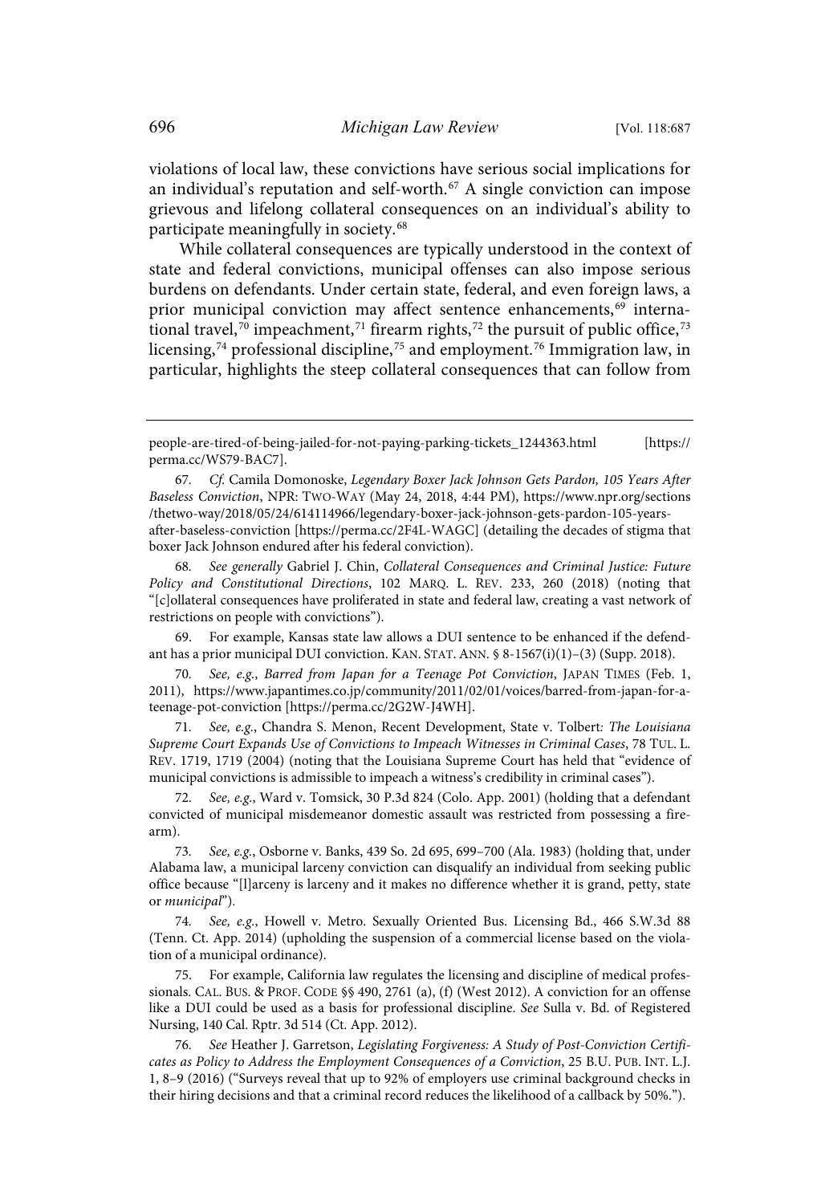violations of local law, these convictions have serious social implications for an individual's reputation and self-worth.[67] A single conviction can impose grievous and lifelong collateral consequences on an individual's ability to participate meaningfully in society.[68]

While collateral consequences are typically understood in the context of state and federal convictions, municipal offenses can also impose serious burdens on defendants. Under certain state, federal, and even foreign laws, a prior municipal conviction may affect sentence enhancements,[69] international travel,[70] impeachment,[71] firearm rights,[72] the pursuit of public office,[73] licensing,[74] professional discipline,[75] and employment.[76] Immigration law, in particular, highlights the steep collateral consequences that can follow from

---

people-are-tired-of-being-jailed-for-not-paying-parking-tickets_1244363.html [https://perma.cc/WS79-BAC7].

67. *Cf.* Camila Domonoske, *Legendary Boxer Jack Johnson Gets Pardon, 105 Years After Baseless Conviction*, NPR: TWO-WAY (May 24, 2018, 4:44 PM), https://www.npr.org/sections/thetwo-way/2018/05/24/614114966/legendary-boxer-jack-johnson-gets-pardon-105-years-after-baseless-conviction [https://perma.cc/2F4L-WAGC] (detailing the decades of stigma that boxer Jack Johnson endured after his federal conviction).

68. *See generally* Gabriel J. Chin, *Collateral Consequences and Criminal Justice: Future Policy and Constitutional Directions*, 102 MARQ. L. REV. 233, 260 (2018) (noting that "[c]ollateral consequences have proliferated in state and federal law, creating a vast network of restrictions on people with convictions").

69. For example, Kansas state law allows a DUI sentence to be enhanced if the defendant has a prior municipal DUI conviction. KAN. STAT. ANN. § 8-1567(i)(1)–(3) (Supp. 2018).

70. *See, e.g.*, *Barred from Japan for a Teenage Pot Conviction*, JAPAN TIMES (Feb. 1, 2011), https://www.japantimes.co.jp/community/2011/02/01/voices/barred-from-japan-for-a-teenage-pot-conviction [https://perma.cc/2G2W-J4WH].

71. *See, e.g.*, Chandra S. Menon, Recent Development, State v. Tolbert*: The Louisiana Supreme Court Expands Use of Convictions to Impeach Witnesses in Criminal Cases*, 78 TUL. L. REV. 1719, 1719 (2004) (noting that the Louisiana Supreme Court has held that "evidence of municipal convictions is admissible to impeach a witness's credibility in criminal cases").

72. *See, e.g.*, Ward v. Tomsick, 30 P.3d 824 (Colo. App. 2001) (holding that a defendant convicted of municipal misdemeanor domestic assault was restricted from possessing a firearm).

73. *See, e.g.*, Osborne v. Banks, 439 So. 2d 695, 699–700 (Ala. 1983) (holding that, under Alabama law, a municipal larceny conviction can disqualify an individual from seeking public office because "[l]arceny is larceny and it makes no difference whether it is grand, petty, state or *municipal*").

74. *See, e.g.*, Howell v. Metro. Sexually Oriented Bus. Licensing Bd., 466 S.W.3d 88 (Tenn. Ct. App. 2014) (upholding the suspension of a commercial license based on the violation of a municipal ordinance).

75. For example, California law regulates the licensing and discipline of medical professionals. CAL. BUS. & PROF. CODE §§ 490, 2761 (a), (f) (West 2012). A conviction for an offense like a DUI could be used as a basis for professional discipline. *See* Sulla v. Bd. of Registered Nursing, 140 Cal. Rptr. 3d 514 (Ct. App. 2012).

76. *See* Heather J. Garretson, *Legislating Forgiveness: A Study of Post-Conviction Certificates as Policy to Address the Employment Consequences of a Conviction*, 25 B.U. PUB. INT. L.J. 1, 8–9 (2016) ("Surveys reveal that up to 92% of employers use criminal background checks in their hiring decisions and that a criminal record reduces the likelihood of a callback by 50%.").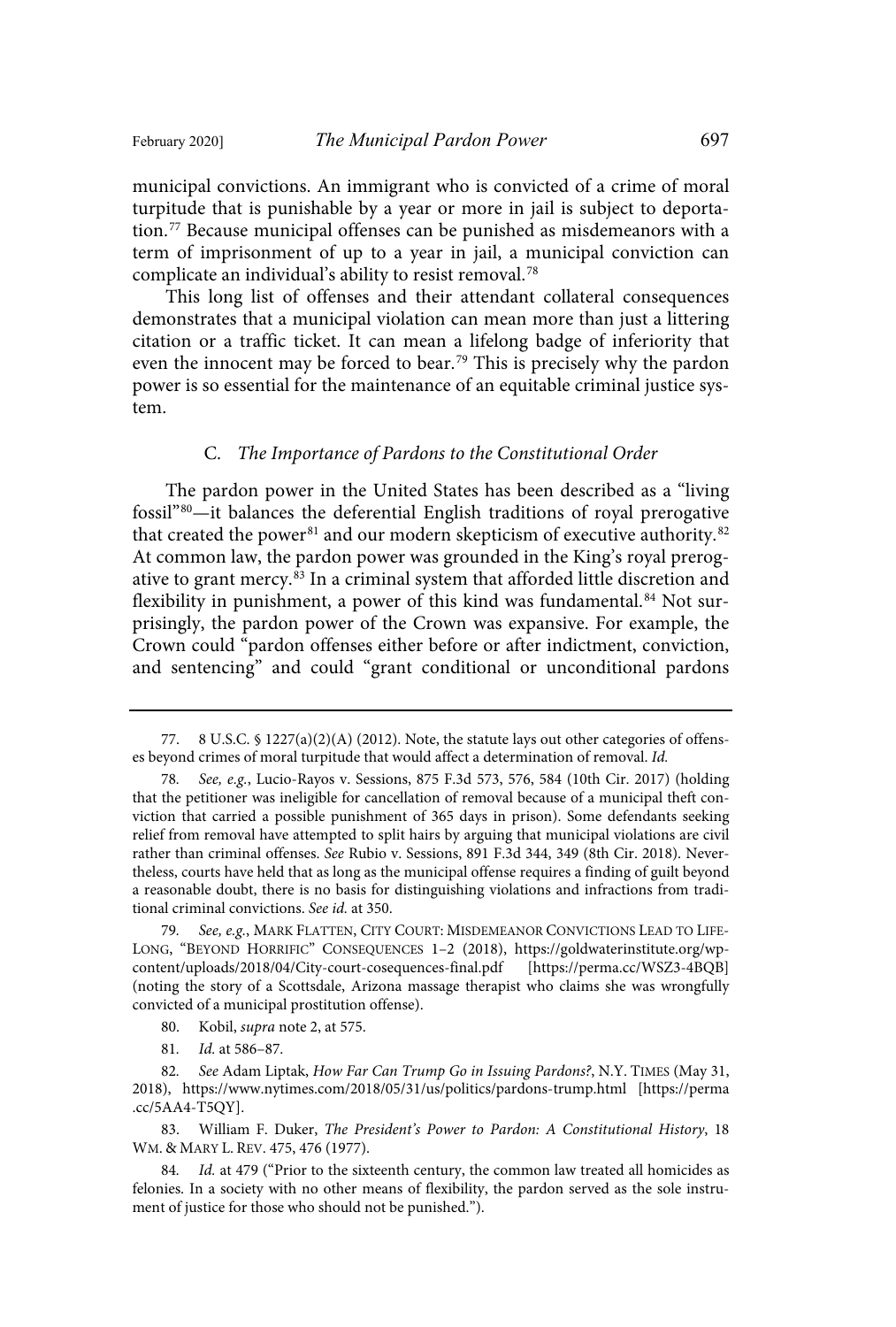municipal convictions. An immigrant who is convicted of a crime of moral turpitude that is punishable by a year or more in jail is subject to deportation.[77] Because municipal offenses can be punished as misdemeanors with a term of imprisonment of up to a year in jail, a municipal conviction can complicate an individual's ability to resist removal.[78]

This long list of offenses and their attendant collateral consequences demonstrates that a municipal violation can mean more than just a littering citation or a traffic ticket. It can mean a lifelong badge of inferiority that even the innocent may be forced to bear.[79] This is precisely why the pardon power is so essential for the maintenance of an equitable criminal justice system.

### C. *The Importance of Pardons to the Constitutional Order*

The pardon power in the United States has been described as a "living fossil"[80]—it balances the deferential English traditions of royal prerogative that created the power[81] and our modern skepticism of executive authority.[82] At common law, the pardon power was grounded in the King's royal prerogative to grant mercy.[83] In a criminal system that afforded little discretion and flexibility in punishment, a power of this kind was fundamental.[84] Not surprisingly, the pardon power of the Crown was expansive. For example, the Crown could "pardon offenses either before or after indictment, conviction, and sentencing" and could "grant conditional or unconditional pardons

---

77. 8 U.S.C. § 1227(a)(2)(A) (2012). Note, the statute lays out other categories of offenses beyond crimes of moral turpitude that would affect a determination of removal. *Id.*

78. *See, e.g.*, Lucio-Rayos v. Sessions, 875 F.3d 573, 576, 584 (10th Cir. 2017) (holding that the petitioner was ineligible for cancellation of removal because of a municipal theft conviction that carried a possible punishment of 365 days in prison). Some defendants seeking relief from removal have attempted to split hairs by arguing that municipal violations are civil rather than criminal offenses. *See* Rubio v. Sessions, 891 F.3d 344, 349 (8th Cir. 2018). Nevertheless, courts have held that as long as the municipal offense requires a finding of guilt beyond a reasonable doubt, there is no basis for distinguishing violations and infractions from traditional criminal convictions. *See id.* at 350.

79. *See, e.g.*, MARK FLATTEN, CITY COURT: MISDEMEANOR CONVICTIONS LEAD TO LIFE-LONG, "BEYOND HORRIFIC" CONSEQUENCES 1–2 (2018), https://goldwaterinstitute.org/wp-content/uploads/2018/04/City-court-cosequences-final.pdf [https://perma.cc/WSZ3-4BQB] (noting the story of a Scottsdale, Arizona massage therapist who claims she was wrongfully convicted of a municipal prostitution offense).

80. Kobil, *supra* note 2, at 575.

81. *Id.* at 586–87.

82. *See* Adam Liptak, *How Far Can Trump Go in Issuing Pardons?*, N.Y. TIMES (May 31, 2018), https://www.nytimes.com/2018/05/31/us/politics/pardons-trump.html [https://perma.cc/5AA4-T5QY].

83. William F. Duker, *The President's Power to Pardon: A Constitutional History*, 18 WM. & MARY L. REV. 475, 476 (1977).

84. *Id.* at 479 ("Prior to the sixteenth century, the common law treated all homicides as felonies. In a society with no other means of flexibility, the pardon served as the sole instrument of justice for those who should not be punished.").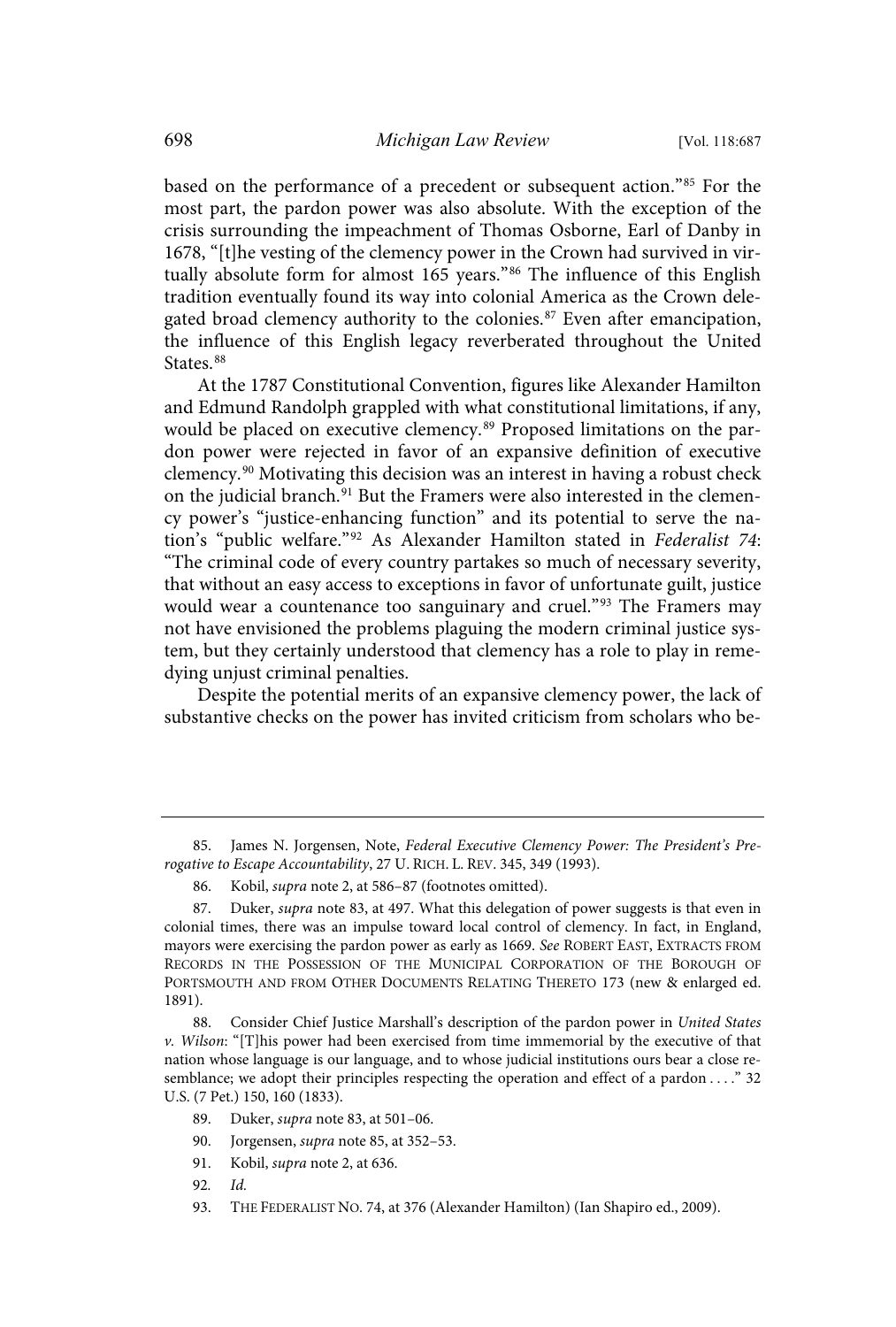based on the performance of a precedent or subsequent action."[85] For the most part, the pardon power was also absolute. With the exception of the crisis surrounding the impeachment of Thomas Osborne, Earl of Danby in 1678, "[t]he vesting of the clemency power in the Crown had survived in virtually absolute form for almost 165 years."[86] The influence of this English tradition eventually found its way into colonial America as the Crown delegated broad clemency authority to the colonies.[87] Even after emancipation, the influence of this English legacy reverberated throughout the United States.[88]

At the 1787 Constitutional Convention, figures like Alexander Hamilton and Edmund Randolph grappled with what constitutional limitations, if any, would be placed on executive clemency.[89] Proposed limitations on the pardon power were rejected in favor of an expansive definition of executive clemency.[90] Motivating this decision was an interest in having a robust check on the judicial branch.[91] But the Framers were also interested in the clemency power's "justice-enhancing function" and its potential to serve the nation's "public welfare."[92] As Alexander Hamilton stated in *Federalist 74*: "The criminal code of every country partakes so much of necessary severity, that without an easy access to exceptions in favor of unfortunate guilt, justice would wear a countenance too sanguinary and cruel."[93] The Framers may not have envisioned the problems plaguing the modern criminal justice system, but they certainly understood that clemency has a role to play in remedying unjust criminal penalties.

Despite the potential merits of an expansive clemency power, the lack of substantive checks on the power has invited criticism from scholars who be-

---

85. James N. Jorgensen, Note, *Federal Executive Clemency Power: The President's Prerogative to Escape Accountability*, 27 U. RICH. L. REV. 345, 349 (1993).

86. Kobil, *supra* note 2, at 586–87 (footnotes omitted).

87. Duker, *supra* note 83, at 497. What this delegation of power suggests is that even in colonial times, there was an impulse toward local control of clemency. In fact, in England, mayors were exercising the pardon power as early as 1669. *See* ROBERT EAST, EXTRACTS FROM RECORDS IN THE POSSESSION OF THE MUNICIPAL CORPORATION OF THE BOROUGH OF PORTSMOUTH AND FROM OTHER DOCUMENTS RELATING THERETO 173 (new & enlarged ed. 1891).

88. Consider Chief Justice Marshall's description of the pardon power in *United States v. Wilson*: "[T]his power had been exercised from time immemorial by the executive of that nation whose language is our language, and to whose judicial institutions ours bear a close resemblance; we adopt their principles respecting the operation and effect of a pardon . . . ." 32 U.S. (7 Pet.) 150, 160 (1833).

89. Duker, *supra* note 83, at 501–06.

90. Jorgensen, *supra* note 85, at 352–53.

91. Kobil, *supra* note 2, at 636.

92. *Id.*

93. THE FEDERALIST NO. 74, at 376 (Alexander Hamilton) (Ian Shapiro ed., 2009).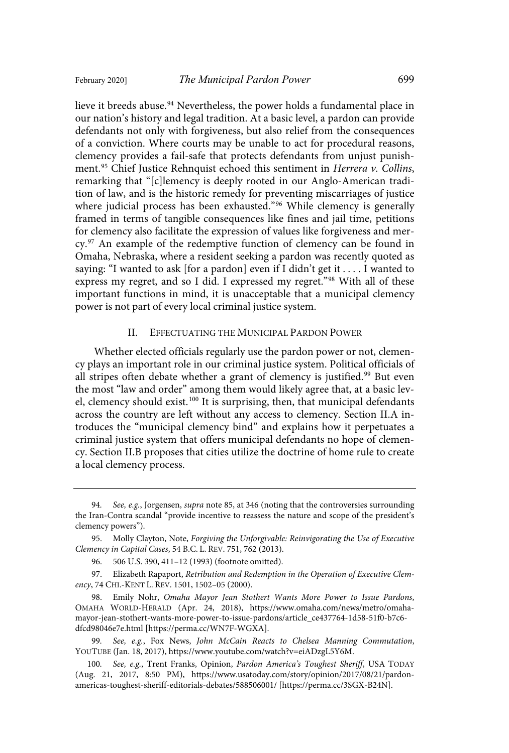lieve it breeds abuse.[94] Nevertheless, the power holds a fundamental place in our nation's history and legal tradition. At a basic level, a pardon can provide defendants not only with forgiveness, but also relief from the consequences of a conviction. Where courts may be unable to act for procedural reasons, clemency provides a fail-safe that protects defendants from unjust punishment.[95] Chief Justice Rehnquist echoed this sentiment in *Herrera v. Collins*, remarking that "[c]lemency is deeply rooted in our Anglo-American tradition of law, and is the historic remedy for preventing miscarriages of justice where judicial process has been exhausted."[96] While clemency is generally framed in terms of tangible consequences like fines and jail time, petitions for clemency also facilitate the expression of values like forgiveness and mercy.[97] An example of the redemptive function of clemency can be found in Omaha, Nebraska, where a resident seeking a pardon was recently quoted as saying: "I wanted to ask [for a pardon] even if I didn't get it . . . . I wanted to express my regret, and so I did. I expressed my regret."[98] With all of these important functions in mind, it is unacceptable that a municipal clemency power is not part of every local criminal justice system.

## II. Effectuating the Municipal Pardon Power

Whether elected officials regularly use the pardon power or not, clemency plays an important role in our criminal justice system. Political officials of all stripes often debate whether a grant of clemency is justified.[99] But even the most "law and order" among them would likely agree that, at a basic level, clemency should exist.[100] It is surprising, then, that municipal defendants across the country are left without any access to clemency. Section II.A introduces the "municipal clemency bind" and explains how it perpetuates a criminal justice system that offers municipal defendants no hope of clemency. Section II.B proposes that cities utilize the doctrine of home rule to create a local clemency process.

---

94. *See, e.g.*, Jorgensen, *supra* note 85, at 346 (noting that the controversies surrounding the Iran-Contra scandal "provide incentive to reassess the nature and scope of the president's clemency powers").

95. Molly Clayton, Note, *Forgiving the Unforgivable: Reinvigorating the Use of Executive Clemency in Capital Cases*, 54 B.C. L. Rev. 751, 762 (2013).

96. 506 U.S. 390, 411–12 (1993) (footnote omitted).

97. Elizabeth Rapaport, *Retribution and Redemption in the Operation of Executive Clemency*, 74 Chi.-Kent L. Rev. 1501, 1502–05 (2000).

98. Emily Nohr, *Omaha Mayor Jean Stothert Wants More Power to Issue Pardons*, Omaha World-Herald (Apr. 24, 2018), https://www.omaha.com/news/metro/omaha-mayor-jean-stothert-wants-more-power-to-issue-pardons/article_ce437764-1d58-51f0-b7c6-dfcd98046e7e.html [https://perma.cc/WN7F-WGXA].

99. *See, e.g.*, Fox News, *John McCain Reacts to Chelsea Manning Commutation*, YouTube (Jan. 18, 2017), https://www.youtube.com/watch?v=eiADzgL5Y6M.

100. *See, e.g.*, Trent Franks, Opinion, *Pardon America's Toughest Sheriff*, USA Today (Aug. 21, 2017, 8:50 PM), https://www.usatoday.com/story/opinion/2017/08/21/pardon-americas-toughest-sheriff-editorials-debates/588506001/ [https://perma.cc/3SGX-B24N].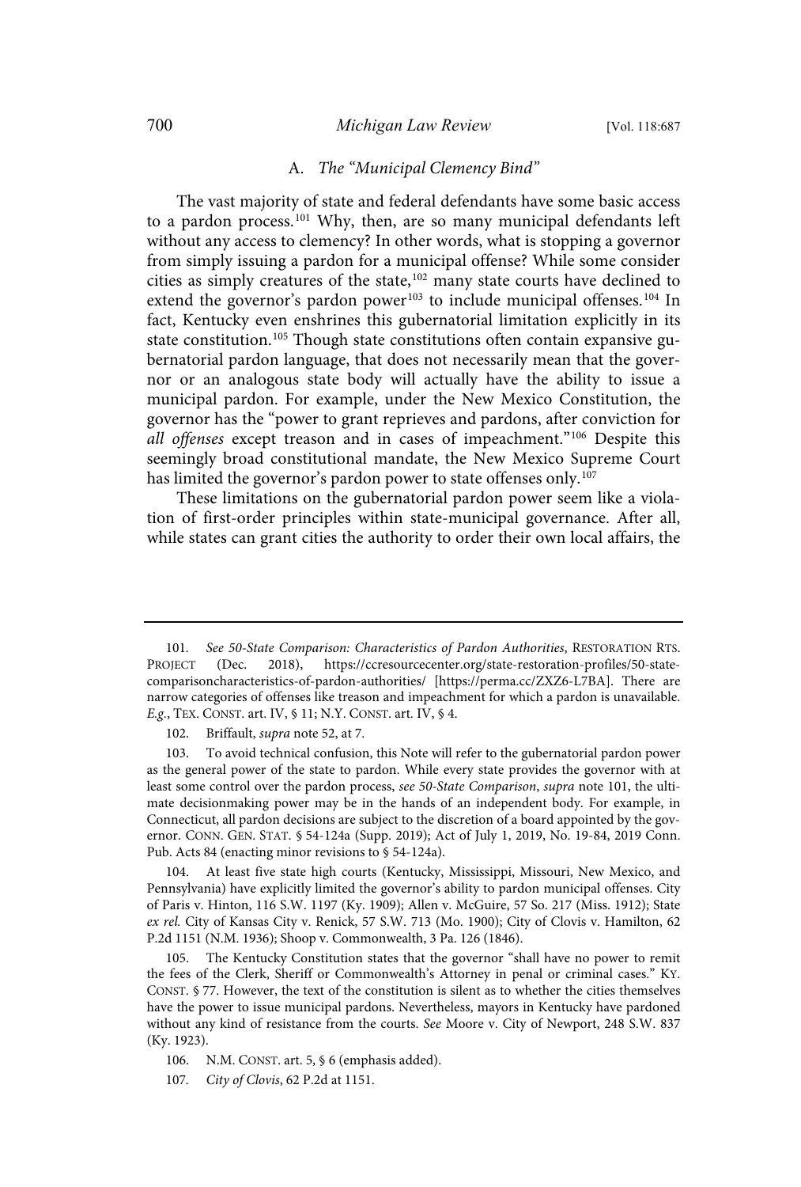### A. *The "Municipal Clemency Bind"*

The vast majority of state and federal defendants have some basic access to a pardon process.[101] Why, then, are so many municipal defendants left without any access to clemency? In other words, what is stopping a governor from simply issuing a pardon for a municipal offense? While some consider cities as simply creatures of the state,[102] many state courts have declined to extend the governor's pardon power[103] to include municipal offenses.[104] In fact, Kentucky even enshrines this gubernatorial limitation explicitly in its state constitution.[105] Though state constitutions often contain expansive gubernatorial pardon language, that does not necessarily mean that the governor or an analogous state body will actually have the ability to issue a municipal pardon. For example, under the New Mexico Constitution, the governor has the "power to grant reprieves and pardons, after conviction for *all offenses* except treason and in cases of impeachment."[106] Despite this seemingly broad constitutional mandate, the New Mexico Supreme Court has limited the governor's pardon power to state offenses only.[107]

These limitations on the gubernatorial pardon power seem like a violation of first-order principles within state-municipal governance. After all, while states can grant cities the authority to order their own local affairs, the

---

101. *See 50-State Comparison: Characteristics of Pardon Authorities*, RESTORATION RTS. PROJECT (Dec. 2018), https://ccresourcecenter.org/state-restoration-profiles/50-state-comparisoncharacteristics-of-pardon-authorities/ [https://perma.cc/ZXZ6-L7BA]. There are narrow categories of offenses like treason and impeachment for which a pardon is unavailable. *E.g.*, TEX. CONST. art. IV, § 11; N.Y. CONST. art. IV, § 4.

102. Briffault, *supra* note 52, at 7.

103. To avoid technical confusion, this Note will refer to the gubernatorial pardon power as the general power of the state to pardon. While every state provides the governor with at least some control over the pardon process, *see 50-State Comparison*, *supra* note 101, the ultimate decisionmaking power may be in the hands of an independent body. For example, in Connecticut, all pardon decisions are subject to the discretion of a board appointed by the governor. CONN. GEN. STAT. § 54-124a (Supp. 2019); Act of July 1, 2019, No. 19-84, 2019 Conn. Pub. Acts 84 (enacting minor revisions to § 54-124a).

104. At least five state high courts (Kentucky, Mississippi, Missouri, New Mexico, and Pennsylvania) have explicitly limited the governor's ability to pardon municipal offenses. City of Paris v. Hinton, 116 S.W. 1197 (Ky. 1909); Allen v. McGuire, 57 So. 217 (Miss. 1912); State *ex rel.* City of Kansas City v. Renick, 57 S.W. 713 (Mo. 1900); City of Clovis v. Hamilton, 62 P.2d 1151 (N.M. 1936); Shoop v. Commonwealth, 3 Pa. 126 (1846).

105. The Kentucky Constitution states that the governor "shall have no power to remit the fees of the Clerk, Sheriff or Commonwealth's Attorney in penal or criminal cases." KY. CONST. § 77. However, the text of the constitution is silent as to whether the cities themselves have the power to issue municipal pardons. Nevertheless, mayors in Kentucky have pardoned without any kind of resistance from the courts. *See* Moore v. City of Newport, 248 S.W. 837 (Ky. 1923).

106. N.M. CONST. art. 5, § 6 (emphasis added).

107. *City of Clovis*, 62 P.2d at 1151.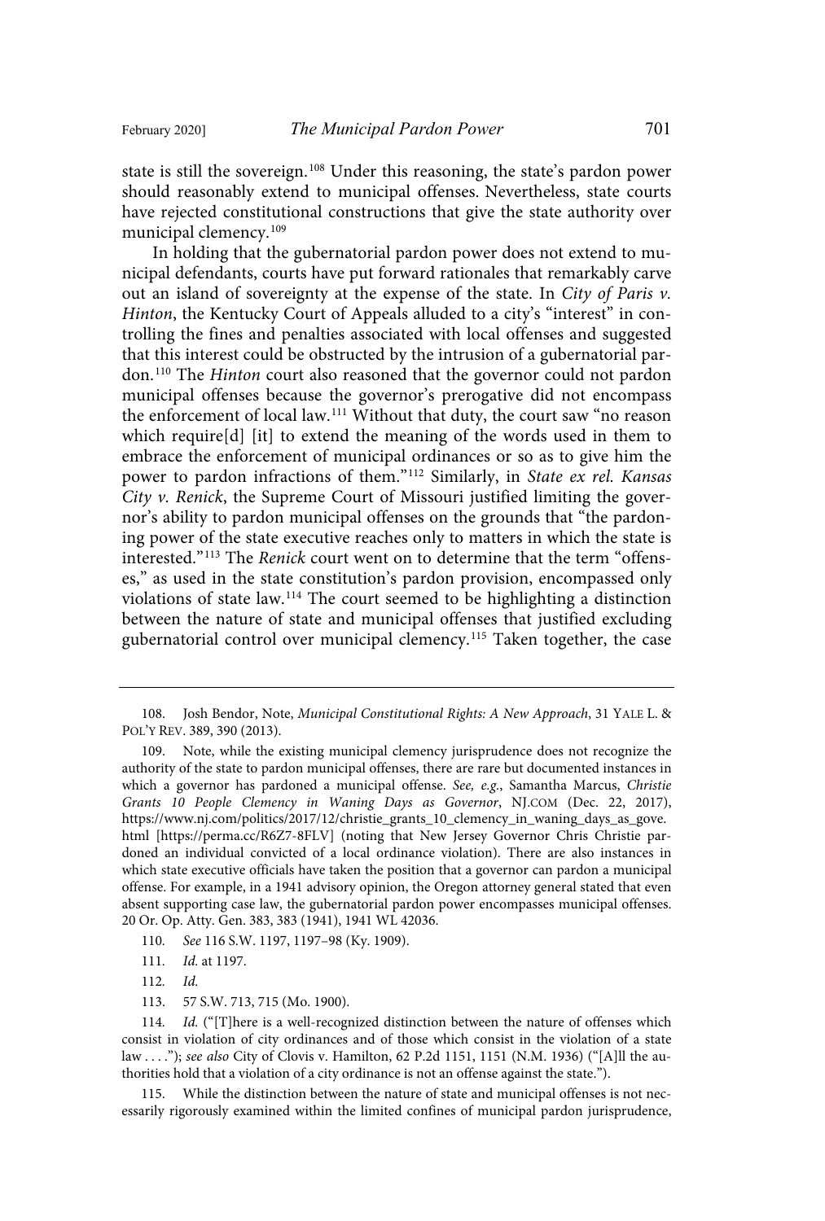state is still the sovereign.[108] Under this reasoning, the state's pardon power should reasonably extend to municipal offenses. Nevertheless, state courts have rejected constitutional constructions that give the state authority over municipal clemency.[109]

In holding that the gubernatorial pardon power does not extend to municipal defendants, courts have put forward rationales that remarkably carve out an island of sovereignty at the expense of the state. In *City of Paris v. Hinton*, the Kentucky Court of Appeals alluded to a city's "interest" in controlling the fines and penalties associated with local offenses and suggested that this interest could be obstructed by the intrusion of a gubernatorial pardon.[110] The *Hinton* court also reasoned that the governor could not pardon municipal offenses because the governor's prerogative did not encompass the enforcement of local law.[111] Without that duty, the court saw "no reason which require[d] [it] to extend the meaning of the words used in them to embrace the enforcement of municipal ordinances or so as to give him the power to pardon infractions of them."[112] Similarly, in *State ex rel. Kansas City v. Renick*, the Supreme Court of Missouri justified limiting the governor's ability to pardon municipal offenses on the grounds that "the pardoning power of the state executive reaches only to matters in which the state is interested."[113] The *Renick* court went on to determine that the term "offenses," as used in the state constitution's pardon provision, encompassed only violations of state law.[114] The court seemed to be highlighting a distinction between the nature of state and municipal offenses that justified excluding gubernatorial control over municipal clemency.[115] Taken together, the case

---

108. Josh Bendor, Note, *Municipal Constitutional Rights: A New Approach*, 31 YALE L. & POL'Y REV. 389, 390 (2013).

109. Note, while the existing municipal clemency jurisprudence does not recognize the authority of the state to pardon municipal offenses, there are rare but documented instances in which a governor has pardoned a municipal offense. *See, e.g.*, Samantha Marcus, *Christie Grants 10 People Clemency in Waning Days as Governor*, NJ.COM (Dec. 22, 2017), https://www.nj.com/politics/2017/12/christie_grants_10_clemency_in_waning_days_as_gove.html [https://perma.cc/R6Z7-8FLV] (noting that New Jersey Governor Chris Christie pardoned an individual convicted of a local ordinance violation). There are also instances in which state executive officials have taken the position that a governor can pardon a municipal offense. For example, in a 1941 advisory opinion, the Oregon attorney general stated that even absent supporting case law, the gubernatorial pardon power encompasses municipal offenses. 20 Or. Op. Atty. Gen. 383, 383 (1941), 1941 WL 42036.

110. *See* 116 S.W. 1197, 1197–98 (Ky. 1909).

111. *Id.* at 1197.

112. *Id.*

113. 57 S.W. 713, 715 (Mo. 1900).

114. *Id.* ("[T]here is a well-recognized distinction between the nature of offenses which consist in violation of city ordinances and of those which consist in the violation of a state law . . . ."); *see also* City of Clovis v. Hamilton, 62 P.2d 1151, 1151 (N.M. 1936) ("[A]ll the authorities hold that a violation of a city ordinance is not an offense against the state.").

115. While the distinction between the nature of state and municipal offenses is not necessarily rigorously examined within the limited confines of municipal pardon jurisprudence,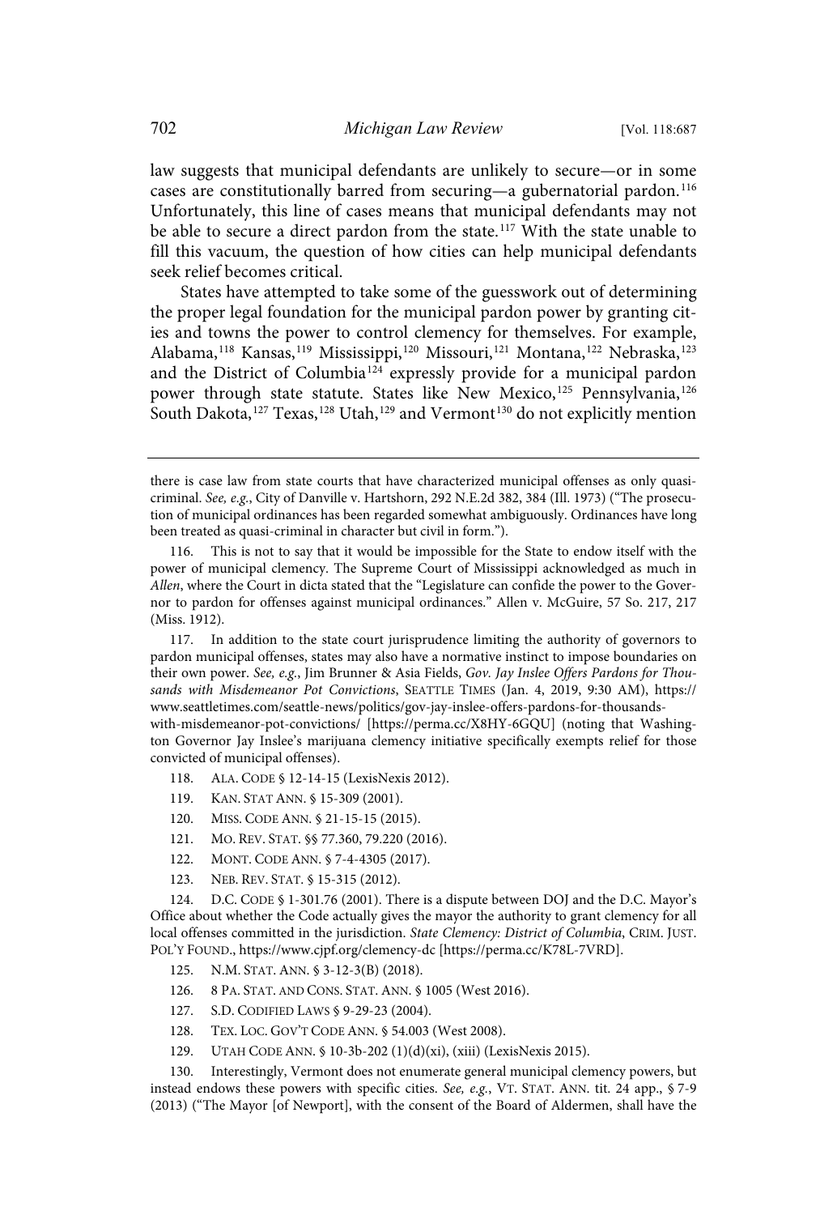law suggests that municipal defendants are unlikely to secure—or in some cases are constitutionally barred from securing—a gubernatorial pardon.[116] Unfortunately, this line of cases means that municipal defendants may not be able to secure a direct pardon from the state.[117] With the state unable to fill this vacuum, the question of how cities can help municipal defendants seek relief becomes critical.

States have attempted to take some of the guesswork out of determining the proper legal foundation for the municipal pardon power by granting cities and towns the power to control clemency for themselves. For example, Alabama,[118] Kansas,[119] Mississippi,[120] Missouri,[121] Montana,[122] Nebraska,[123] and the District of Columbia[124] expressly provide for a municipal pardon power through state statute. States like New Mexico,[125] Pennsylvania,[126] South Dakota,[127] Texas,[128] Utah,[129] and Vermont[130] do not explicitly mention

---

there is case law from state courts that have characterized municipal offenses as only quasi-criminal. *See, e.g.*, City of Danville v. Hartshorn, 292 N.E.2d 382, 384 (Ill. 1973) ("The prosecution of municipal ordinances has been regarded somewhat ambiguously. Ordinances have long been treated as quasi-criminal in character but civil in form.").

116. This is not to say that it would be impossible for the State to endow itself with the power of municipal clemency. The Supreme Court of Mississippi acknowledged as much in *Allen*, where the Court in dicta stated that the "Legislature can confide the power to the Governor to pardon for offenses against municipal ordinances." Allen v. McGuire, 57 So. 217, 217 (Miss. 1912).

117. In addition to the state court jurisprudence limiting the authority of governors to pardon municipal offenses, states may also have a normative instinct to impose boundaries on their own power. *See, e.g.*, Jim Brunner & Asia Fields, *Gov. Jay Inslee Offers Pardons for Thousands with Misdemeanor Pot Convictions*, SEATTLE TIMES (Jan. 4, 2019, 9:30 AM), https://www.seattletimes.com/seattle-news/politics/gov-jay-inslee-offers-pardons-for-thousands-with-misdemeanor-pot-convictions/ [https://perma.cc/X8HY-6GQU] (noting that Washington Governor Jay Inslee's marijuana clemency initiative specifically exempts relief for those convicted of municipal offenses).

118. ALA. CODE § 12-14-15 (LexisNexis 2012).

119. KAN. STAT ANN. § 15-309 (2001).

120. MISS. CODE ANN. § 21-15-15 (2015).

121. MO. REV. STAT. §§ 77.360, 79.220 (2016).

122. MONT. CODE ANN. § 7-4-4305 (2017).

123. NEB. REV. STAT. § 15-315 (2012).

124. D.C. CODE § 1-301.76 (2001). There is a dispute between DOJ and the D.C. Mayor's Office about whether the Code actually gives the mayor the authority to grant clemency for all local offenses committed in the jurisdiction. *State Clemency: District of Columbia*, CRIM. JUST. POL'Y FOUND., https://www.cjpf.org/clemency-dc [https://perma.cc/K78L-7VRD].

125. N.M. STAT. ANN. § 3-12-3(B) (2018).

126. 8 PA. STAT. AND CONS. STAT. ANN. § 1005 (West 2016).

127. S.D. CODIFIED LAWS § 9-29-23 (2004).

128. TEX. LOC. GOV'T CODE ANN. § 54.003 (West 2008).

129. UTAH CODE ANN. § 10-3b-202 (1)(d)(xi), (xiii) (LexisNexis 2015).

130. Interestingly, Vermont does not enumerate general municipal clemency powers, but instead endows these powers with specific cities. *See, e.g.*, VT. STAT. ANN. tit. 24 app., § 7-9 (2013) ("The Mayor [of Newport], with the consent of the Board of Aldermen, shall have the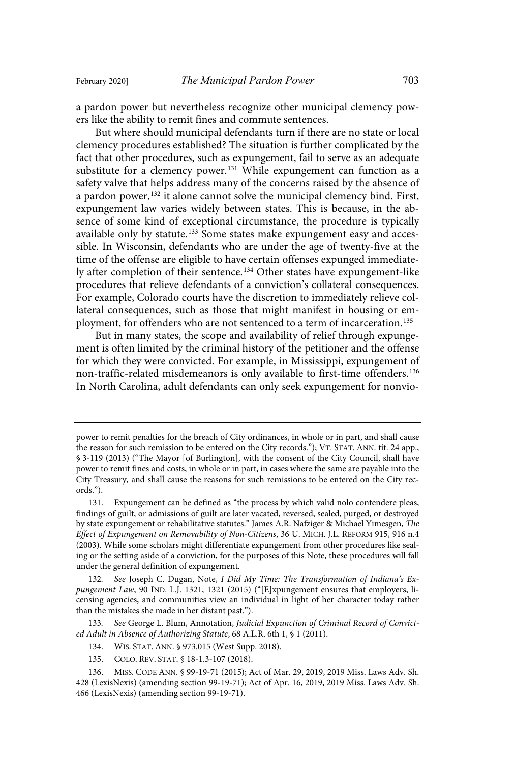a pardon power but nevertheless recognize other municipal clemency powers like the ability to remit fines and commute sentences.

But where should municipal defendants turn if there are no state or local clemency procedures established? The situation is further complicated by the fact that other procedures, such as expungement, fail to serve as an adequate substitute for a clemency power.[131] While expungement can function as a safety valve that helps address many of the concerns raised by the absence of a pardon power,[132] it alone cannot solve the municipal clemency bind. First, expungement law varies widely between states. This is because, in the absence of some kind of exceptional circumstance, the procedure is typically available only by statute.[133] Some states make expungement easy and accessible. In Wisconsin, defendants who are under the age of twenty-five at the time of the offense are eligible to have certain offenses expunged immediately after completion of their sentence.[134] Other states have expungement-like procedures that relieve defendants of a conviction's collateral consequences. For example, Colorado courts have the discretion to immediately relieve collateral consequences, such as those that might manifest in housing or employment, for offenders who are not sentenced to a term of incarceration.[135]

But in many states, the scope and availability of relief through expungement is often limited by the criminal history of the petitioner and the offense for which they were convicted. For example, in Mississippi, expungement of non-traffic-related misdemeanors is only available to first-time offenders.[136] In North Carolina, adult defendants can only seek expungement for nonvio-

---

power to remit penalties for the breach of City ordinances, in whole or in part, and shall cause the reason for such remission to be entered on the City records."); VT. STAT. ANN. tit. 24 app., § 3-119 (2013) ("The Mayor [of Burlington], with the consent of the City Council, shall have power to remit fines and costs, in whole or in part, in cases where the same are payable into the City Treasury, and shall cause the reasons for such remissions to be entered on the City records.").

131. Expungement can be defined as "the process by which valid nolo contendere pleas, findings of guilt, or admissions of guilt are later vacated, reversed, sealed, purged, or destroyed by state expungement or rehabilitative statutes." James A.R. Nafziger & Michael Yimesgen, *The Effect of Expungement on Removability of Non-Citizens*, 36 U. MICH. J.L. REFORM 915, 916 n.4 (2003). While some scholars might differentiate expungement from other procedures like sealing or the setting aside of a conviction, for the purposes of this Note, these procedures will fall under the general definition of expungement.

132. *See* Joseph C. Dugan, Note, *I Did My Time: The Transformation of Indiana's Expungement Law*, 90 IND. L.J. 1321, 1321 (2015) ("[E]xpungement ensures that employers, licensing agencies, and communities view an individual in light of her character today rather than the mistakes she made in her distant past.").

133. *See* George L. Blum, Annotation, *Judicial Expunction of Criminal Record of Convicted Adult in Absence of Authorizing Statute*, 68 A.L.R. 6th 1, § 1 (2011).

134. WIS. STAT. ANN. § 973.015 (West Supp. 2018).

135. COLO. REV. STAT. § 18-1.3-107 (2018).

136. MISS. CODE ANN. § 99-19-71 (2015); Act of Mar. 29, 2019, 2019 Miss. Laws Adv. Sh. 428 (LexisNexis) (amending section 99-19-71); Act of Apr. 16, 2019, 2019 Miss. Laws Adv. Sh. 466 (LexisNexis) (amending section 99-19-71).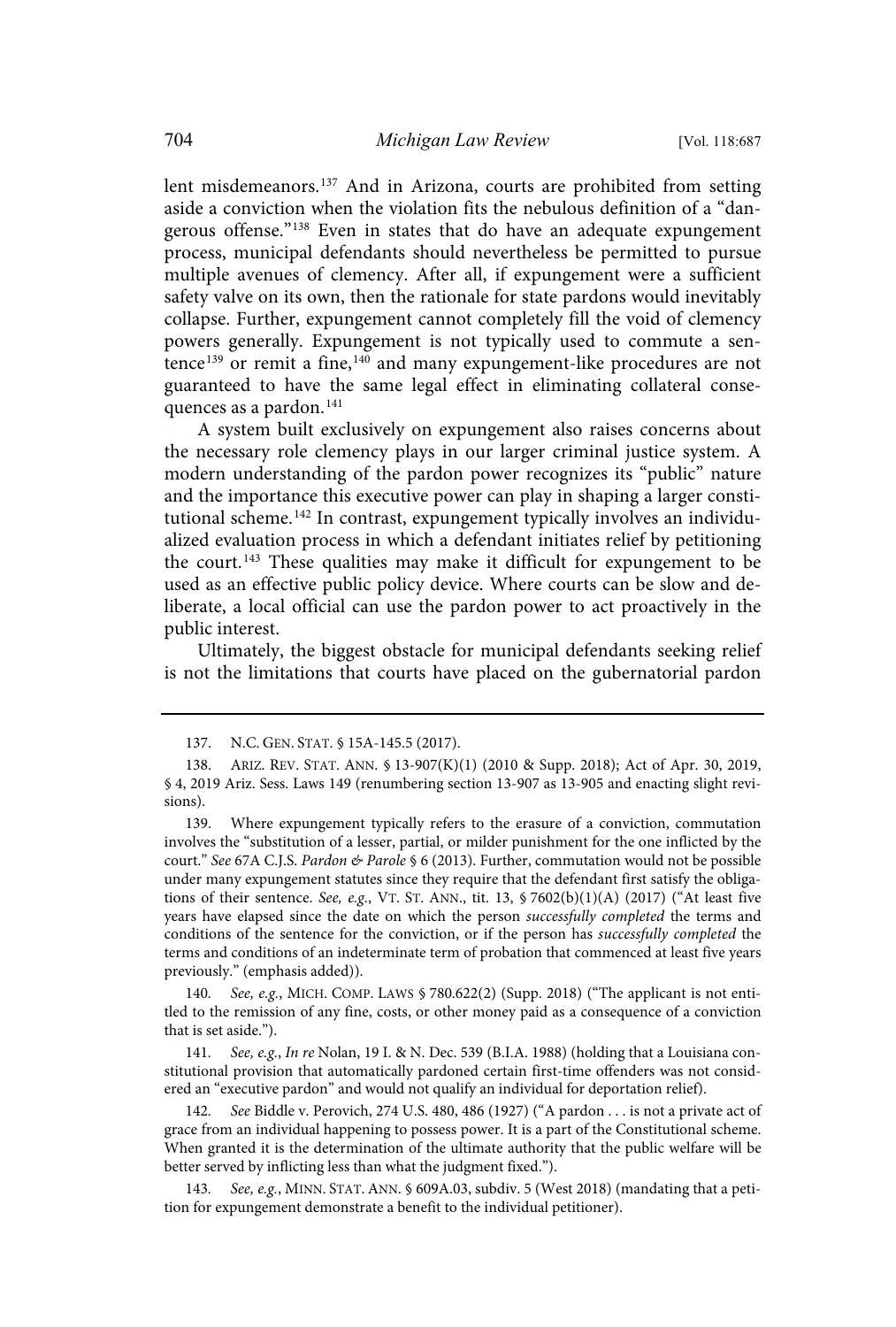lent misdemeanors.[137] And in Arizona, courts are prohibited from setting aside a conviction when the violation fits the nebulous definition of a "dangerous offense."[138] Even in states that do have an adequate expungement process, municipal defendants should nevertheless be permitted to pursue multiple avenues of clemency. After all, if expungement were a sufficient safety valve on its own, then the rationale for state pardons would inevitably collapse. Further, expungement cannot completely fill the void of clemency powers generally. Expungement is not typically used to commute a sentence[139] or remit a fine,[140] and many expungement-like procedures are not guaranteed to have the same legal effect in eliminating collateral consequences as a pardon.[141]

A system built exclusively on expungement also raises concerns about the necessary role clemency plays in our larger criminal justice system. A modern understanding of the pardon power recognizes its "public" nature and the importance this executive power can play in shaping a larger constitutional scheme.[142] In contrast, expungement typically involves an individualized evaluation process in which a defendant initiates relief by petitioning the court.[143] These qualities may make it difficult for expungement to be used as an effective public policy device. Where courts can be slow and deliberate, a local official can use the pardon power to act proactively in the public interest.

Ultimately, the biggest obstacle for municipal defendants seeking relief is not the limitations that courts have placed on the gubernatorial pardon

---

137. N.C. GEN. STAT. § 15A-145.5 (2017).

138. ARIZ. REV. STAT. ANN. § 13-907(K)(1) (2010 & Supp. 2018); Act of Apr. 30, 2019, § 4, 2019 Ariz. Sess. Laws 149 (renumbering section 13-907 as 13-905 and enacting slight revisions).

139. Where expungement typically refers to the erasure of a conviction, commutation involves the "substitution of a lesser, partial, or milder punishment for the one inflicted by the court." *See* 67A C.J.S. *Pardon & Parole* § 6 (2013). Further, commutation would not be possible under many expungement statutes since they require that the defendant first satisfy the obligations of their sentence. *See, e.g.*, VT. ST. ANN., tit. 13, § 7602(b)(1)(A) (2017) ("At least five years have elapsed since the date on which the person *successfully completed* the terms and conditions of the sentence for the conviction, or if the person has *successfully completed* the terms and conditions of an indeterminate term of probation that commenced at least five years previously." (emphasis added)).

140. *See, e.g.*, MICH. COMP. LAWS § 780.622(2) (Supp. 2018) ("The applicant is not entitled to the remission of any fine, costs, or other money paid as a consequence of a conviction that is set aside.").

141. *See, e.g.*, *In re* Nolan, 19 I. & N. Dec. 539 (B.I.A. 1988) (holding that a Louisiana constitutional provision that automatically pardoned certain first-time offenders was not considered an "executive pardon" and would not qualify an individual for deportation relief).

142. *See* Biddle v. Perovich, 274 U.S. 480, 486 (1927) ("A pardon . . . is not a private act of grace from an individual happening to possess power. It is a part of the Constitutional scheme. When granted it is the determination of the ultimate authority that the public welfare will be better served by inflicting less than what the judgment fixed.").

143. *See, e.g.*, MINN. STAT. ANN. § 609A.03, subdiv. 5 (West 2018) (mandating that a petition for expungement demonstrate a benefit to the individual petitioner).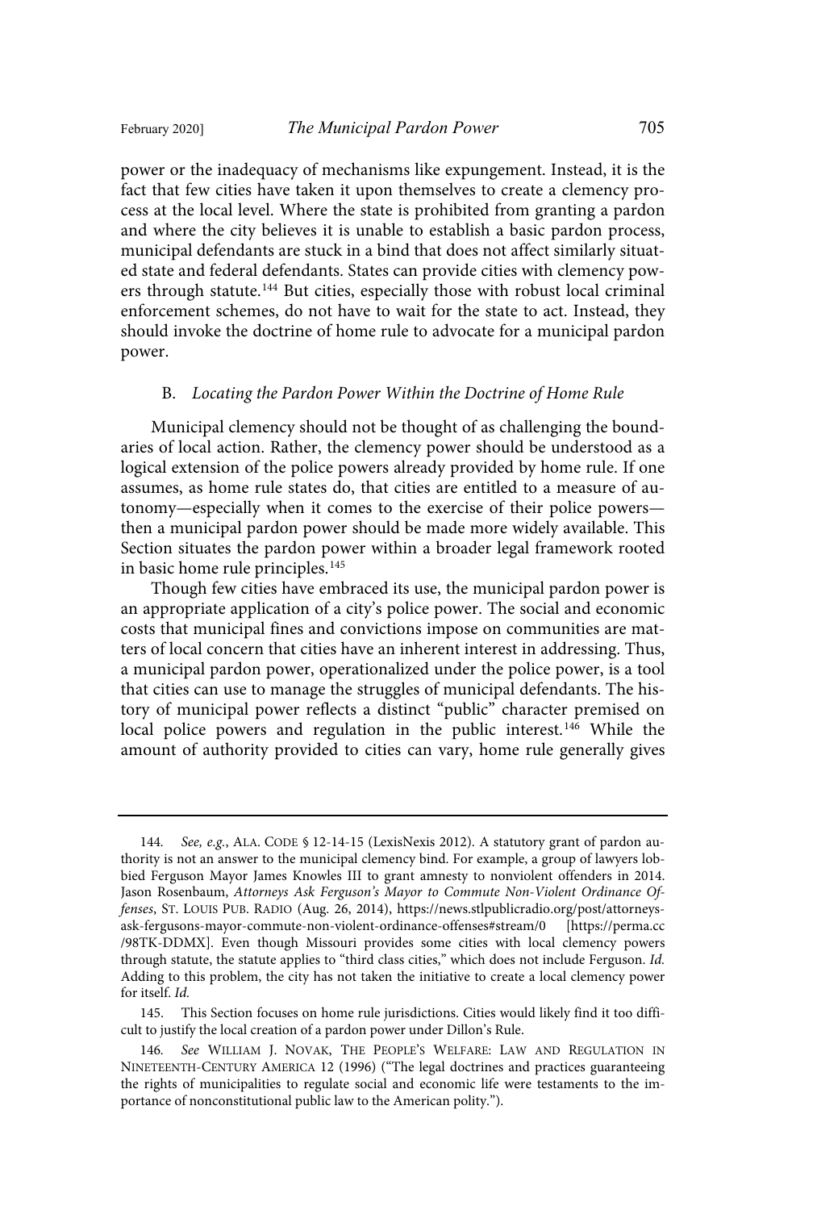power or the inadequacy of mechanisms like expungement. Instead, it is the fact that few cities have taken it upon themselves to create a clemency process at the local level. Where the state is prohibited from granting a pardon and where the city believes it is unable to establish a basic pardon process, municipal defendants are stuck in a bind that does not affect similarly situated state and federal defendants. States can provide cities with clemency powers through statute.[144] But cities, especially those with robust local criminal enforcement schemes, do not have to wait for the state to act. Instead, they should invoke the doctrine of home rule to advocate for a municipal pardon power.

### B. *Locating the Pardon Power Within the Doctrine of Home Rule*

Municipal clemency should not be thought of as challenging the boundaries of local action. Rather, the clemency power should be understood as a logical extension of the police powers already provided by home rule. If one assumes, as home rule states do, that cities are entitled to a measure of autonomy—especially when it comes to the exercise of their police powers—then a municipal pardon power should be made more widely available. This Section situates the pardon power within a broader legal framework rooted in basic home rule principles.[145]

Though few cities have embraced its use, the municipal pardon power is an appropriate application of a city's police power. The social and economic costs that municipal fines and convictions impose on communities are matters of local concern that cities have an inherent interest in addressing. Thus, a municipal pardon power, operationalized under the police power, is a tool that cities can use to manage the struggles of municipal defendants. The history of municipal power reflects a distinct "public" character premised on local police powers and regulation in the public interest.[146] While the amount of authority provided to cities can vary, home rule generally gives

---

144. *See, e.g.*, ALA. CODE § 12-14-15 (LexisNexis 2012). A statutory grant of pardon authority is not an answer to the municipal clemency bind. For example, a group of lawyers lobbied Ferguson Mayor James Knowles III to grant amnesty to nonviolent offenders in 2014. Jason Rosenbaum, *Attorneys Ask Ferguson's Mayor to Commute Non-Violent Ordinance Offenses*, ST. LOUIS PUB. RADIO (Aug. 26, 2014), https://news.stlpublicradio.org/post/attorneys-ask-fergusons-mayor-commute-non-violent-ordinance-offenses#stream/0 [https://perma.cc/98TK-DDMX]. Even though Missouri provides some cities with local clemency powers through statute, the statute applies to "third class cities," which does not include Ferguson. *Id.* Adding to this problem, the city has not taken the initiative to create a local clemency power for itself. *Id.*

145. This Section focuses on home rule jurisdictions. Cities would likely find it too difficult to justify the local creation of a pardon power under Dillon's Rule.

146. *See* WILLIAM J. NOVAK, THE PEOPLE'S WELFARE: LAW AND REGULATION IN NINETEENTH-CENTURY AMERICA 12 (1996) ("The legal doctrines and practices guaranteeing the rights of municipalities to regulate social and economic life were testaments to the importance of nonconstitutional public law to the American polity.").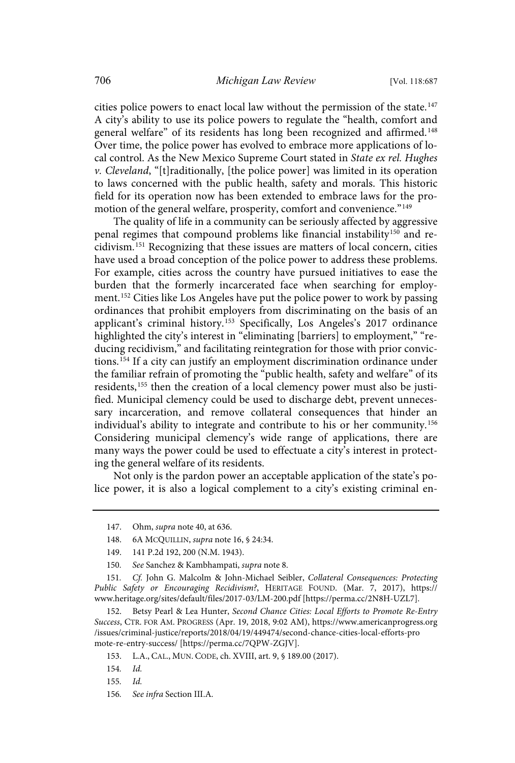cities police powers to enact local law without the permission of the state.[147] A city's ability to use its police powers to regulate the "health, comfort and general welfare" of its residents has long been recognized and affirmed.[148] Over time, the police power has evolved to embrace more applications of local control. As the New Mexico Supreme Court stated in *State ex rel. Hughes v. Cleveland*, "[t]raditionally, [the police power] was limited in its operation to laws concerned with the public health, safety and morals. This historic field for its operation now has been extended to embrace laws for the promotion of the general welfare, prosperity, comfort and convenience."[149]

The quality of life in a community can be seriously affected by aggressive penal regimes that compound problems like financial instability[150] and recidivism.[151] Recognizing that these issues are matters of local concern, cities have used a broad conception of the police power to address these problems. For example, cities across the country have pursued initiatives to ease the burden that the formerly incarcerated face when searching for employment.[152] Cities like Los Angeles have put the police power to work by passing ordinances that prohibit employers from discriminating on the basis of an applicant's criminal history.[153] Specifically, Los Angeles's 2017 ordinance highlighted the city's interest in "eliminating [barriers] to employment," "reducing recidivism," and facilitating reintegration for those with prior convictions.[154] If a city can justify an employment discrimination ordinance under the familiar refrain of promoting the "public health, safety and welfare" of its residents,[155] then the creation of a local clemency power must also be justified. Municipal clemency could be used to discharge debt, prevent unnecessary incarceration, and remove collateral consequences that hinder an individual's ability to integrate and contribute to his or her community.[156] Considering municipal clemency's wide range of applications, there are many ways the power could be used to effectuate a city's interest in protecting the general welfare of its residents.

Not only is the pardon power an acceptable application of the state's police power, it is also a logical complement to a city's existing criminal en-

---

147. Ohm, *supra* note 40, at 636.

148. 6A McQuillin, *supra* note 16, § 24:34.

149. 141 P.2d 192, 200 (N.M. 1943).

150. *See* Sanchez & Kambhampati, *supra* note 8.

151. *Cf.* John G. Malcolm & John-Michael Seibler, *Collateral Consequences: Protecting Public Safety or Encouraging Recidivism?*, Heritage Found. (Mar. 7, 2017), https://www.heritage.org/sites/default/files/2017-03/LM-200.pdf [https://perma.cc/2N8H-UZL7].

152. Betsy Pearl & Lea Hunter, *Second Chance Cities: Local Efforts to Promote Re-Entry Success*, Ctr. for Am. Progress (Apr. 19, 2018, 9:02 AM), https://www.americanprogress.org/issues/criminal-justice/reports/2018/04/19/449474/second-chance-cities-local-efforts-promote-re-entry-success/ [https://perma.cc/7QPW-ZGJV].

153. L.A., Cal., Mun. Code, ch. XVIII, art. 9, § 189.00 (2017).

154. *Id.*

155. *Id.*

156. *See infra* Section III.A.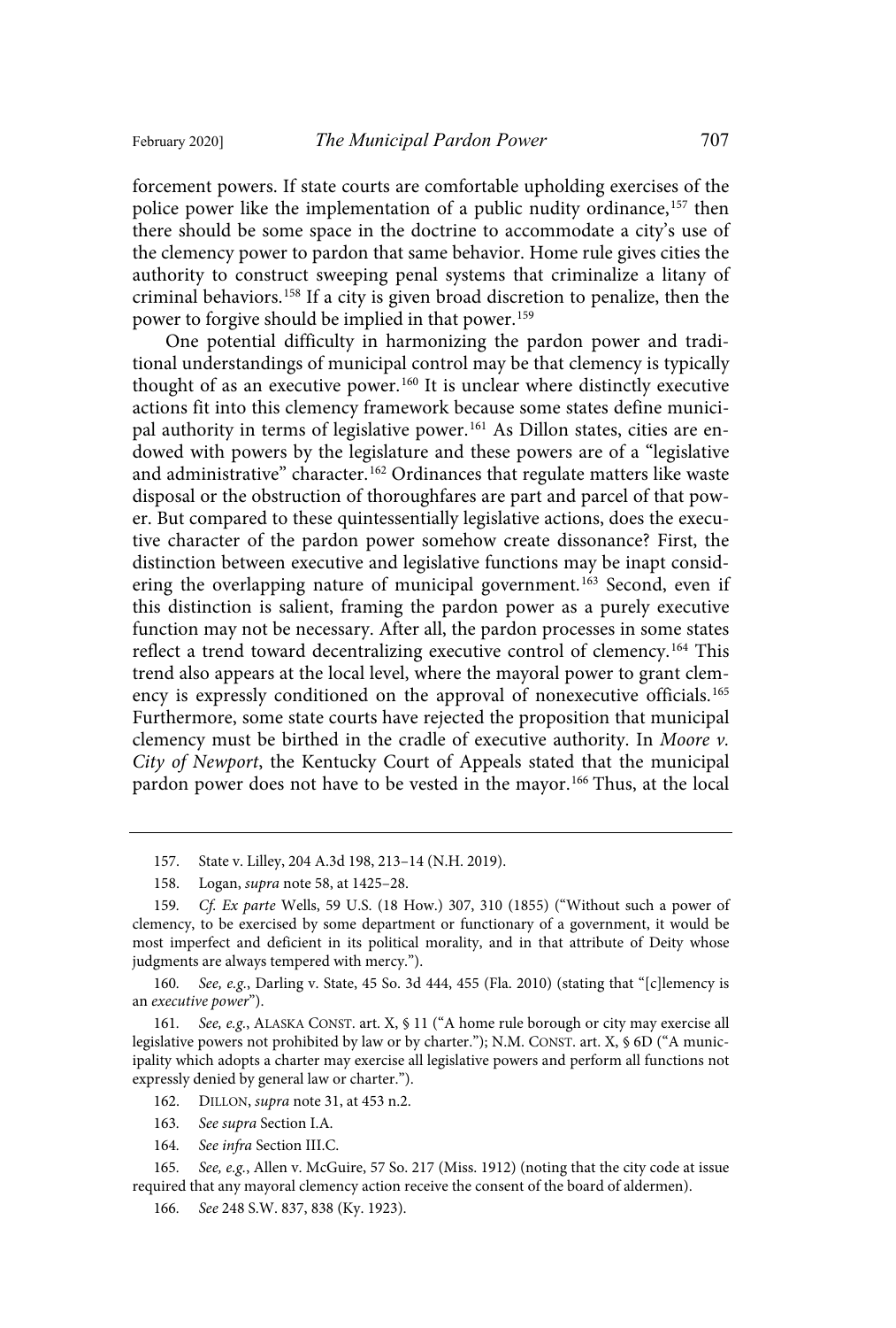forcement powers. If state courts are comfortable upholding exercises of the police power like the implementation of a public nudity ordinance,[157] then there should be some space in the doctrine to accommodate a city's use of the clemency power to pardon that same behavior. Home rule gives cities the authority to construct sweeping penal systems that criminalize a litany of criminal behaviors.[158] If a city is given broad discretion to penalize, then the power to forgive should be implied in that power.[159]

One potential difficulty in harmonizing the pardon power and traditional understandings of municipal control may be that clemency is typically thought of as an executive power.[160] It is unclear where distinctly executive actions fit into this clemency framework because some states define municipal authority in terms of legislative power.[161] As Dillon states, cities are endowed with powers by the legislature and these powers are of a "legislative and administrative" character.[162] Ordinances that regulate matters like waste disposal or the obstruction of thoroughfares are part and parcel of that power. But compared to these quintessentially legislative actions, does the executive character of the pardon power somehow create dissonance? First, the distinction between executive and legislative functions may be inapt considering the overlapping nature of municipal government.[163] Second, even if this distinction is salient, framing the pardon power as a purely executive function may not be necessary. After all, the pardon processes in some states reflect a trend toward decentralizing executive control of clemency.[164] This trend also appears at the local level, where the mayoral power to grant clemency is expressly conditioned on the approval of nonexecutive officials.[165] Furthermore, some state courts have rejected the proposition that municipal clemency must be birthed in the cradle of executive authority. In *Moore v. City of Newport*, the Kentucky Court of Appeals stated that the municipal pardon power does not have to be vested in the mayor.[166] Thus, at the local

---

157. State v. Lilley, 204 A.3d 198, 213–14 (N.H. 2019).

158. Logan, *supra* note 58, at 1425–28.

159. *Cf. Ex parte* Wells, 59 U.S. (18 How.) 307, 310 (1855) ("Without such a power of clemency, to be exercised by some department or functionary of a government, it would be most imperfect and deficient in its political morality, and in that attribute of Deity whose judgments are always tempered with mercy.").

160. *See, e.g.*, Darling v. State, 45 So. 3d 444, 455 (Fla. 2010) (stating that "[c]lemency is an *executive power*").

161. *See, e.g.*, ALASKA CONST. art. X, § 11 ("A home rule borough or city may exercise all legislative powers not prohibited by law or by charter."); N.M. CONST. art. X, § 6D ("A municipality which adopts a charter may exercise all legislative powers and perform all functions not expressly denied by general law or charter.").

162. DILLON, *supra* note 31, at 453 n.2.

163. *See supra* Section I.A.

164. *See infra* Section III.C.

165. *See, e.g.*, Allen v. McGuire, 57 So. 217 (Miss. 1912) (noting that the city code at issue required that any mayoral clemency action receive the consent of the board of aldermen).

166. *See* 248 S.W. 837, 838 (Ky. 1923).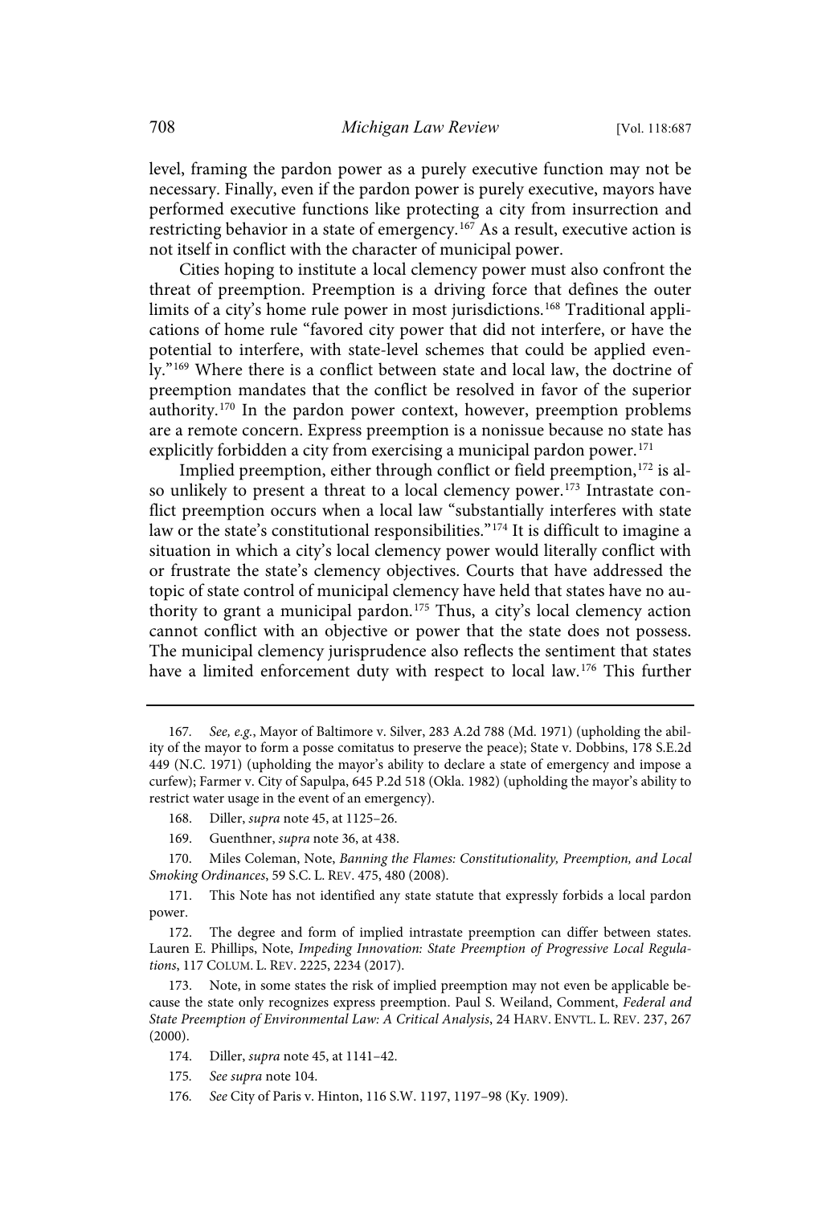level, framing the pardon power as a purely executive function may not be necessary. Finally, even if the pardon power is purely executive, mayors have performed executive functions like protecting a city from insurrection and restricting behavior in a state of emergency.[167] As a result, executive action is not itself in conflict with the character of municipal power.

Cities hoping to institute a local clemency power must also confront the threat of preemption. Preemption is a driving force that defines the outer limits of a city's home rule power in most jurisdictions.[168] Traditional applications of home rule "favored city power that did not interfere, or have the potential to interfere, with state-level schemes that could be applied evenly."[169] Where there is a conflict between state and local law, the doctrine of preemption mandates that the conflict be resolved in favor of the superior authority.[170] In the pardon power context, however, preemption problems are a remote concern. Express preemption is a nonissue because no state has explicitly forbidden a city from exercising a municipal pardon power.[171]

Implied preemption, either through conflict or field preemption,[172] is also unlikely to present a threat to a local clemency power.[173] Intrastate conflict preemption occurs when a local law "substantially interferes with state law or the state's constitutional responsibilities."[174] It is difficult to imagine a situation in which a city's local clemency power would literally conflict with or frustrate the state's clemency objectives. Courts that have addressed the topic of state control of municipal clemency have held that states have no authority to grant a municipal pardon.[175] Thus, a city's local clemency action cannot conflict with an objective or power that the state does not possess. The municipal clemency jurisprudence also reflects the sentiment that states have a limited enforcement duty with respect to local law.[176] This further

---

167. *See, e.g.*, Mayor of Baltimore v. Silver, 283 A.2d 788 (Md. 1971) (upholding the ability of the mayor to form a posse comitatus to preserve the peace); State v. Dobbins, 178 S.E.2d 449 (N.C. 1971) (upholding the mayor's ability to declare a state of emergency and impose a curfew); Farmer v. City of Sapulpa, 645 P.2d 518 (Okla. 1982) (upholding the mayor's ability to restrict water usage in the event of an emergency).

168. Diller, *supra* note 45, at 1125–26.

169. Guenthner, *supra* note 36, at 438.

170. Miles Coleman, Note, *Banning the Flames: Constitutionality, Preemption, and Local Smoking Ordinances*, 59 S.C. L. REV. 475, 480 (2008).

171. This Note has not identified any state statute that expressly forbids a local pardon power.

172. The degree and form of implied intrastate preemption can differ between states. Lauren E. Phillips, Note, *Impeding Innovation: State Preemption of Progressive Local Regulations*, 117 COLUM. L. REV. 2225, 2234 (2017).

173. Note, in some states the risk of implied preemption may not even be applicable because the state only recognizes express preemption. Paul S. Weiland, Comment, *Federal and State Preemption of Environmental Law: A Critical Analysis*, 24 HARV. ENVTL. L. REV. 237, 267 (2000).

174. Diller, *supra* note 45, at 1141–42.

175. *See supra* note 104.

176. *See* City of Paris v. Hinton, 116 S.W. 1197, 1197–98 (Ky. 1909).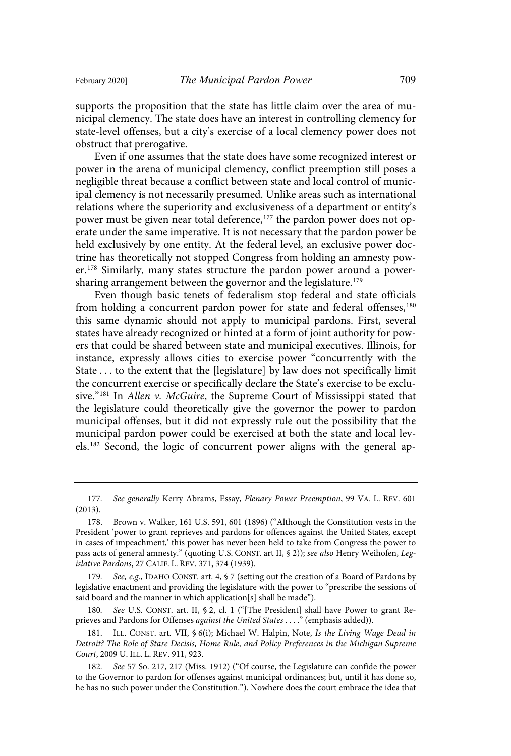supports the proposition that the state has little claim over the area of municipal clemency. The state does have an interest in controlling clemency for state-level offenses, but a city's exercise of a local clemency power does not obstruct that prerogative.

Even if one assumes that the state does have some recognized interest or power in the arena of municipal clemency, conflict preemption still poses a negligible threat because a conflict between state and local control of municipal clemency is not necessarily presumed. Unlike areas such as international relations where the superiority and exclusiveness of a department or entity's power must be given near total deference,[177] the pardon power does not operate under the same imperative. It is not necessary that the pardon power be held exclusively by one entity. At the federal level, an exclusive power doctrine has theoretically not stopped Congress from holding an amnesty power.[178] Similarly, many states structure the pardon power around a power-sharing arrangement between the governor and the legislature.[179]

Even though basic tenets of federalism stop federal and state officials from holding a concurrent pardon power for state and federal offenses,[180] this same dynamic should not apply to municipal pardons. First, several states have already recognized or hinted at a form of joint authority for powers that could be shared between state and municipal executives. Illinois, for instance, expressly allows cities to exercise power "concurrently with the State . . . to the extent that the [legislature] by law does not specifically limit the concurrent exercise or specifically declare the State's exercise to be exclusive."[181] In *Allen v. McGuire*, the Supreme Court of Mississippi stated that the legislature could theoretically give the governor the power to pardon municipal offenses, but it did not expressly rule out the possibility that the municipal pardon power could be exercised at both the state and local levels.[182] Second, the logic of concurrent power aligns with the general ap-

---

177. *See generally* Kerry Abrams, Essay, *Plenary Power Preemption*, 99 VA. L. REV. 601 (2013).

178. Brown v. Walker, 161 U.S. 591, 601 (1896) ("Although the Constitution vests in the President 'power to grant reprieves and pardons for offences against the United States, except in cases of impeachment,' this power has never been held to take from Congress the power to pass acts of general amnesty." (quoting U.S. CONST. art II, § 2)); *see also* Henry Weihofen, *Legislative Pardons*, 27 CALIF. L. REV. 371, 374 (1939).

179. *See, e.g.*, IDAHO CONST. art. 4, § 7 (setting out the creation of a Board of Pardons by legislative enactment and providing the legislature with the power to "prescribe the sessions of said board and the manner in which application[s] shall be made").

180. *See* U.S. CONST. art. II, § 2, cl. 1 ("[The President] shall have Power to grant Reprieves and Pardons for Offenses *against the United States* . . . ." (emphasis added)).

181. ILL. CONST. art. VII, § 6(i); Michael W. Halpin, Note, *Is the Living Wage Dead in Detroit? The Role of Stare Decisis, Home Rule, and Policy Preferences in the Michigan Supreme Court*, 2009 U. ILL. L. REV. 911, 923.

182. *See* 57 So. 217, 217 (Miss. 1912) ("Of course, the Legislature can confide the power to the Governor to pardon for offenses against municipal ordinances; but, until it has done so, he has no such power under the Constitution."). Nowhere does the court embrace the idea that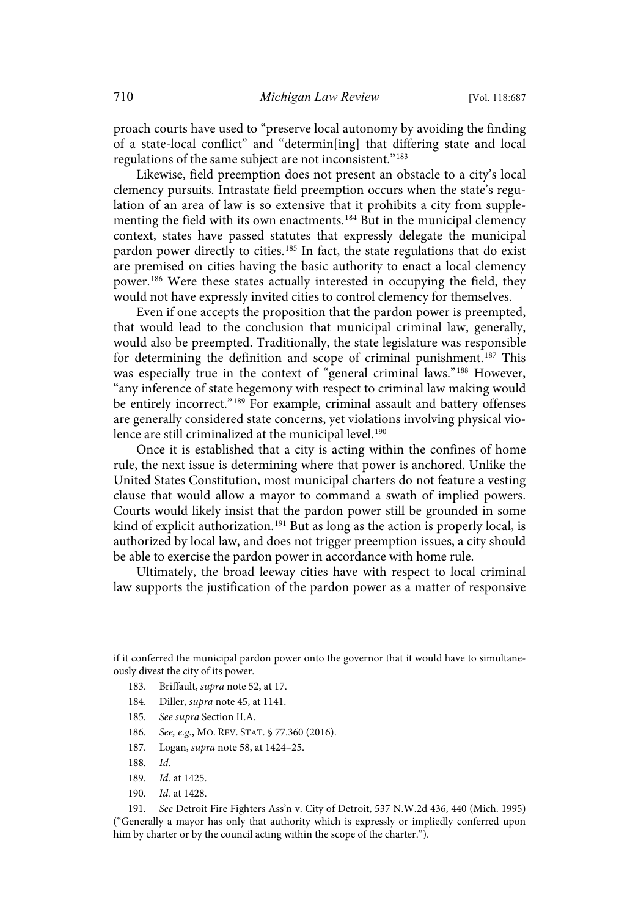proach courts have used to "preserve local autonomy by avoiding the finding of a state-local conflict" and "determin[ing] that differing state and local regulations of the same subject are not inconsistent."[183]

Likewise, field preemption does not present an obstacle to a city's local clemency pursuits. Intrastate field preemption occurs when the state's regulation of an area of law is so extensive that it prohibits a city from supplementing the field with its own enactments.[184] But in the municipal clemency context, states have passed statutes that expressly delegate the municipal pardon power directly to cities.[185] In fact, the state regulations that do exist are premised on cities having the basic authority to enact a local clemency power.[186] Were these states actually interested in occupying the field, they would not have expressly invited cities to control clemency for themselves.

Even if one accepts the proposition that the pardon power is preempted, that would lead to the conclusion that municipal criminal law, generally, would also be preempted. Traditionally, the state legislature was responsible for determining the definition and scope of criminal punishment.[187] This was especially true in the context of "general criminal laws."[188] However, "any inference of state hegemony with respect to criminal law making would be entirely incorrect."[189] For example, criminal assault and battery offenses are generally considered state concerns, yet violations involving physical violence are still criminalized at the municipal level.[190]

Once it is established that a city is acting within the confines of home rule, the next issue is determining where that power is anchored. Unlike the United States Constitution, most municipal charters do not feature a vesting clause that would allow a mayor to command a swath of implied powers. Courts would likely insist that the pardon power still be grounded in some kind of explicit authorization.[191] But as long as the action is properly local, is authorized by local law, and does not trigger preemption issues, a city should be able to exercise the pardon power in accordance with home rule.

Ultimately, the broad leeway cities have with respect to local criminal law supports the justification of the pardon power as a matter of responsive

---

if it conferred the municipal pardon power onto the governor that it would have to simultaneously divest the city of its power.

183. Briffault, *supra* note 52, at 17.

184. Diller, *supra* note 45, at 1141.

185. *See supra* Section II.A.

186. *See, e.g.*, MO. REV. STAT. § 77.360 (2016).

187. Logan, *supra* note 58, at 1424–25.

188. *Id.*

189. *Id.* at 1425.

190. *Id.* at 1428.

191. *See* Detroit Fire Fighters Ass'n v. City of Detroit, 537 N.W.2d 436, 440 (Mich. 1995) ("Generally a mayor has only that authority which is expressly or impliedly conferred upon him by charter or by the council acting within the scope of the charter.").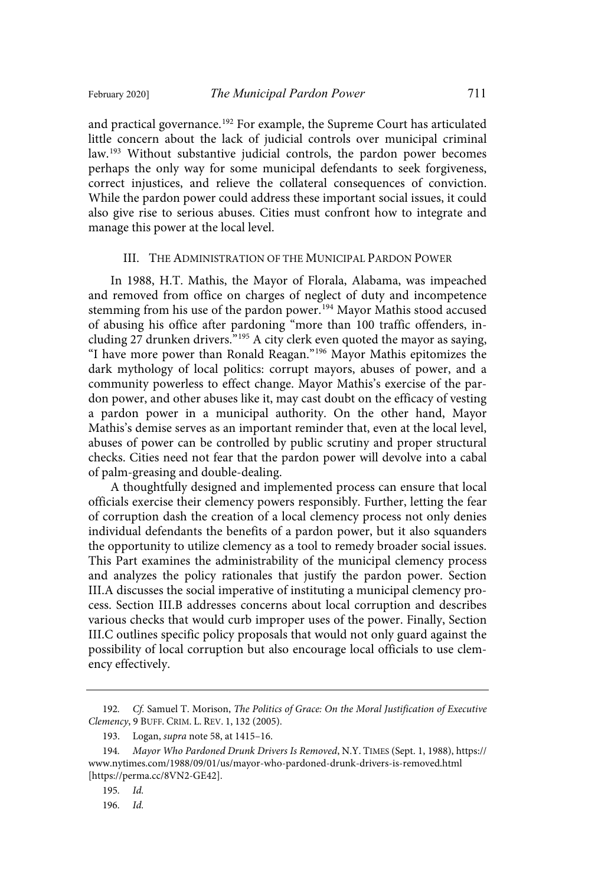and practical governance.[192] For example, the Supreme Court has articulated little concern about the lack of judicial controls over municipal criminal law.[193] Without substantive judicial controls, the pardon power becomes perhaps the only way for some municipal defendants to seek forgiveness, correct injustices, and relieve the collateral consequences of conviction. While the pardon power could address these important social issues, it could also give rise to serious abuses. Cities must confront how to integrate and manage this power at the local level.

## III. THE ADMINISTRATION OF THE MUNICIPAL PARDON POWER

In 1988, H.T. Mathis, the Mayor of Florala, Alabama, was impeached and removed from office on charges of neglect of duty and incompetence stemming from his use of the pardon power.[194] Mayor Mathis stood accused of abusing his office after pardoning "more than 100 traffic offenders, including 27 drunken drivers."[195] A city clerk even quoted the mayor as saying, "I have more power than Ronald Reagan."[196] Mayor Mathis epitomizes the dark mythology of local politics: corrupt mayors, abuses of power, and a community powerless to effect change. Mayor Mathis's exercise of the pardon power, and other abuses like it, may cast doubt on the efficacy of vesting a pardon power in a municipal authority. On the other hand, Mayor Mathis's demise serves as an important reminder that, even at the local level, abuses of power can be controlled by public scrutiny and proper structural checks. Cities need not fear that the pardon power will devolve into a cabal of palm-greasing and double-dealing.

A thoughtfully designed and implemented process can ensure that local officials exercise their clemency powers responsibly. Further, letting the fear of corruption dash the creation of a local clemency process not only denies individual defendants the benefits of a pardon power, but it also squanders the opportunity to utilize clemency as a tool to remedy broader social issues. This Part examines the administrability of the municipal clemency process and analyzes the policy rationales that justify the pardon power. Section III.A discusses the social imperative of instituting a municipal clemency process. Section III.B addresses concerns about local corruption and describes various checks that would curb improper uses of the power. Finally, Section III.C outlines specific policy proposals that would not only guard against the possibility of local corruption but also encourage local officials to use clemency effectively.

---

192. *Cf.* Samuel T. Morison, *The Politics of Grace: On the Moral Justification of Executive Clemency*, 9 BUFF. CRIM. L. REV. 1, 132 (2005).

193. Logan, *supra* note 58, at 1415–16.

194. *Mayor Who Pardoned Drunk Drivers Is Removed*, N.Y. TIMES (Sept. 1, 1988), https://www.nytimes.com/1988/09/01/us/mayor-who-pardoned-drunk-drivers-is-removed.html [https://perma.cc/8VN2-GE42].

195. *Id.*

196. *Id.*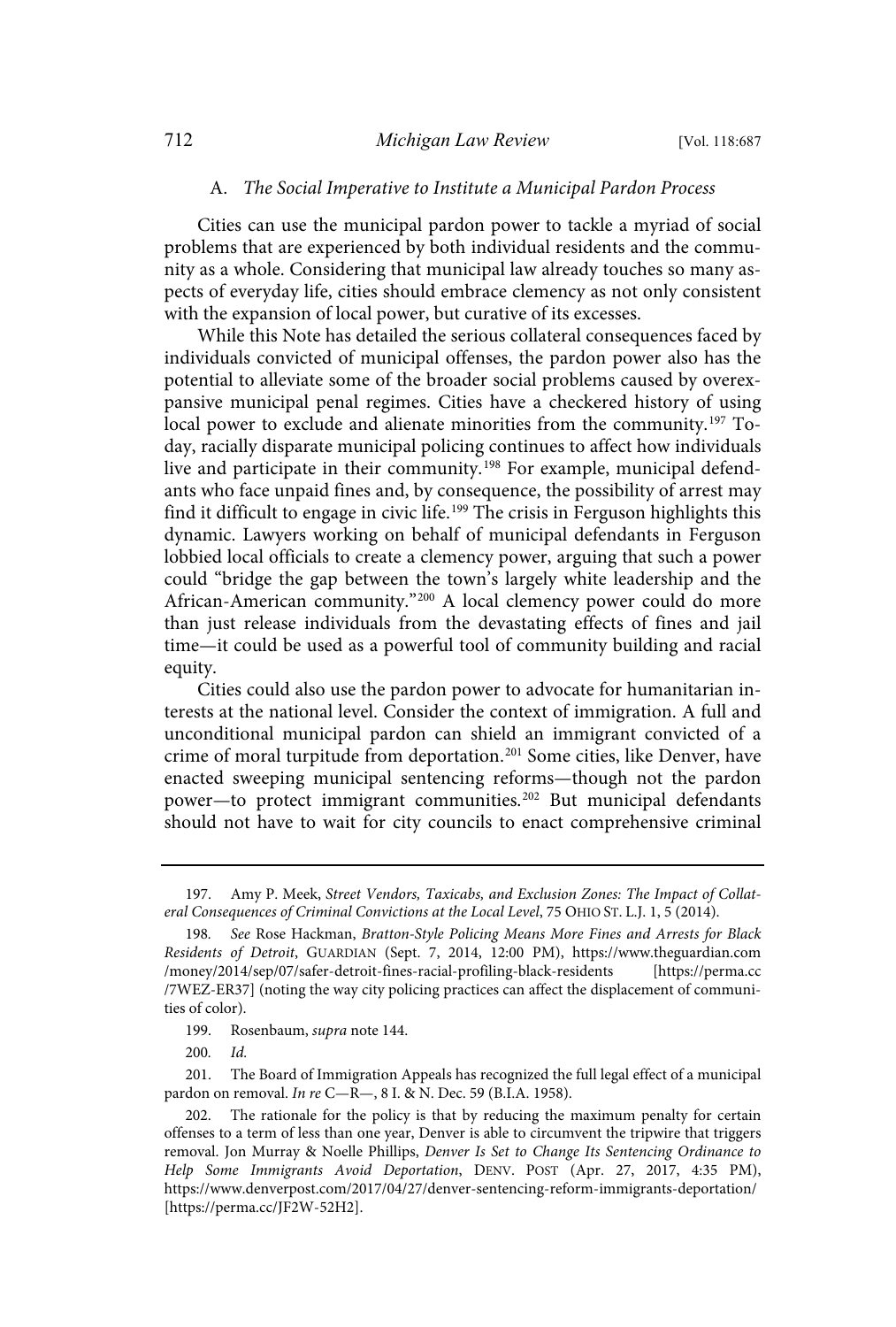### A. *The Social Imperative to Institute a Municipal Pardon Process*

Cities can use the municipal pardon power to tackle a myriad of social problems that are experienced by both individual residents and the community as a whole. Considering that municipal law already touches so many aspects of everyday life, cities should embrace clemency as not only consistent with the expansion of local power, but curative of its excesses.

While this Note has detailed the serious collateral consequences faced by individuals convicted of municipal offenses, the pardon power also has the potential to alleviate some of the broader social problems caused by overexpansive municipal penal regimes. Cities have a checkered history of using local power to exclude and alienate minorities from the community.[197] Today, racially disparate municipal policing continues to affect how individuals live and participate in their community.[198] For example, municipal defendants who face unpaid fines and, by consequence, the possibility of arrest may find it difficult to engage in civic life.[199] The crisis in Ferguson highlights this dynamic. Lawyers working on behalf of municipal defendants in Ferguson lobbied local officials to create a clemency power, arguing that such a power could "bridge the gap between the town's largely white leadership and the African-American community."[200] A local clemency power could do more than just release individuals from the devastating effects of fines and jail time—it could be used as a powerful tool of community building and racial equity.

Cities could also use the pardon power to advocate for humanitarian interests at the national level. Consider the context of immigration. A full and unconditional municipal pardon can shield an immigrant convicted of a crime of moral turpitude from deportation.[201] Some cities, like Denver, have enacted sweeping municipal sentencing reforms—though not the pardon power—to protect immigrant communities.[202] But municipal defendants should not have to wait for city councils to enact comprehensive criminal

---

197. Amy P. Meek, *Street Vendors, Taxicabs, and Exclusion Zones: The Impact of Collateral Consequences of Criminal Convictions at the Local Level*, 75 OHIO ST. L.J. 1, 5 (2014).

198. *See* Rose Hackman, *Bratton-Style Policing Means More Fines and Arrests for Black Residents of Detroit*, GUARDIAN (Sept. 7, 2014, 12:00 PM), https://www.theguardian.com/money/2014/sep/07/safer-detroit-fines-racial-profiling-black-residents [https://perma.cc/7WEZ-ER37] (noting the way city policing practices can affect the displacement of communities of color).

199. Rosenbaum, *supra* note 144.

200. *Id.*

201. The Board of Immigration Appeals has recognized the full legal effect of a municipal pardon on removal. *In re* C—R—, 8 I. & N. Dec. 59 (B.I.A. 1958).

202. The rationale for the policy is that by reducing the maximum penalty for certain offenses to a term of less than one year, Denver is able to circumvent the tripwire that triggers removal. Jon Murray & Noelle Phillips, *Denver Is Set to Change Its Sentencing Ordinance to Help Some Immigrants Avoid Deportation*, DENV. POST (Apr. 27, 2017, 4:35 PM), https://www.denverpost.com/2017/04/27/denver-sentencing-reform-immigrants-deportation/ [https://perma.cc/JF2W-52H2].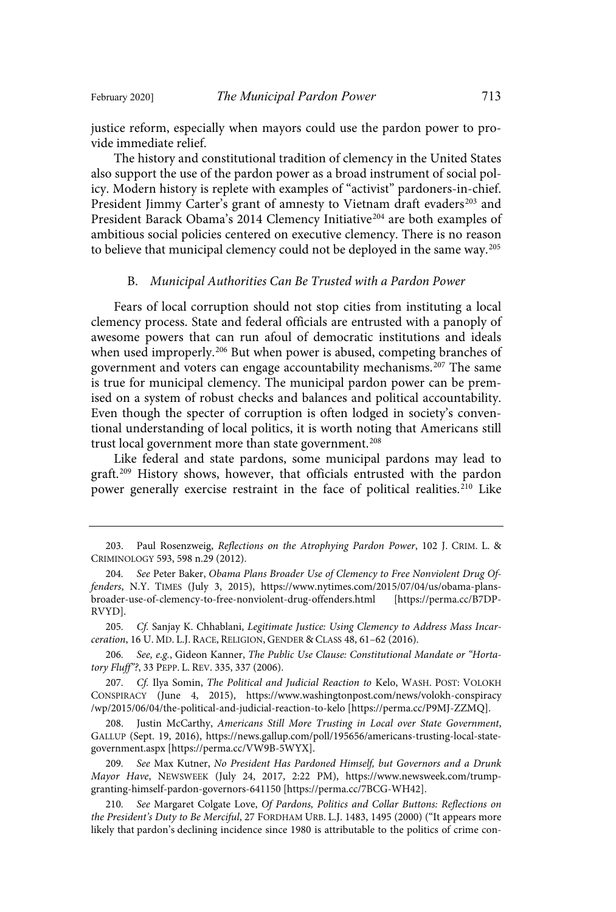justice reform, especially when mayors could use the pardon power to provide immediate relief.

The history and constitutional tradition of clemency in the United States also support the use of the pardon power as a broad instrument of social policy. Modern history is replete with examples of "activist" pardoners-in-chief. President Jimmy Carter's grant of amnesty to Vietnam draft evaders[203] and President Barack Obama's 2014 Clemency Initiative[204] are both examples of ambitious social policies centered on executive clemency. There is no reason to believe that municipal clemency could not be deployed in the same way.[205]

### B. *Municipal Authorities Can Be Trusted with a Pardon Power*

Fears of local corruption should not stop cities from instituting a local clemency process. State and federal officials are entrusted with a panoply of awesome powers that can run afoul of democratic institutions and ideals when used improperly.[206] But when power is abused, competing branches of government and voters can engage accountability mechanisms.[207] The same is true for municipal clemency. The municipal pardon power can be premised on a system of robust checks and balances and political accountability. Even though the specter of corruption is often lodged in society's conventional understanding of local politics, it is worth noting that Americans still trust local government more than state government.[208]

Like federal and state pardons, some municipal pardons may lead to graft.[209] History shows, however, that officials entrusted with the pardon power generally exercise restraint in the face of political realities.[210] Like

---

203. Paul Rosenzweig, *Reflections on the Atrophying Pardon Power*, 102 J. CRIM. L. & CRIMINOLOGY 593, 598 n.29 (2012).

204. *See* Peter Baker, *Obama Plans Broader Use of Clemency to Free Nonviolent Drug Offenders*, N.Y. TIMES (July 3, 2015), https://www.nytimes.com/2015/07/04/us/obama-plans-broader-use-of-clemency-to-free-nonviolent-drug-offenders.html [https://perma.cc/B7DP-RVYD].

205. *Cf.* Sanjay K. Chhablani, *Legitimate Justice: Using Clemency to Address Mass Incarceration*, 16 U. MD. L.J. RACE, RELIGION, GENDER & CLASS 48, 61–62 (2016).

206. *See, e.g.*, Gideon Kanner, *The Public Use Clause: Constitutional Mandate or "Hortatory Fluff"?*, 33 PEPP. L. REV. 335, 337 (2006).

207. *Cf.* Ilya Somin, *The Political and Judicial Reaction to* Kelo, WASH. POST: VOLOKH CONSPIRACY (June 4, 2015), https://www.washingtonpost.com/news/volokh-conspiracy/wp/2015/06/04/the-political-and-judicial-reaction-to-kelo [https://perma.cc/P9MJ-ZZMQ].

208. Justin McCarthy, *Americans Still More Trusting in Local over State Government*, GALLUP (Sept. 19, 2016), https://news.gallup.com/poll/195656/americans-trusting-local-state-government.aspx [https://perma.cc/VW9B-5WYX].

209. *See* Max Kutner, *No President Has Pardoned Himself, but Governors and a Drunk Mayor Have*, NEWSWEEK (July 24, 2017, 2:22 PM), https://www.newsweek.com/trump-granting-himself-pardon-governors-641150 [https://perma.cc/7BCG-WH42].

210. *See* Margaret Colgate Love, *Of Pardons, Politics and Collar Buttons: Reflections on the President's Duty to Be Merciful*, 27 FORDHAM URB. L.J. 1483, 1495 (2000) ("It appears more likely that pardon's declining incidence since 1980 is attributable to the politics of crime con-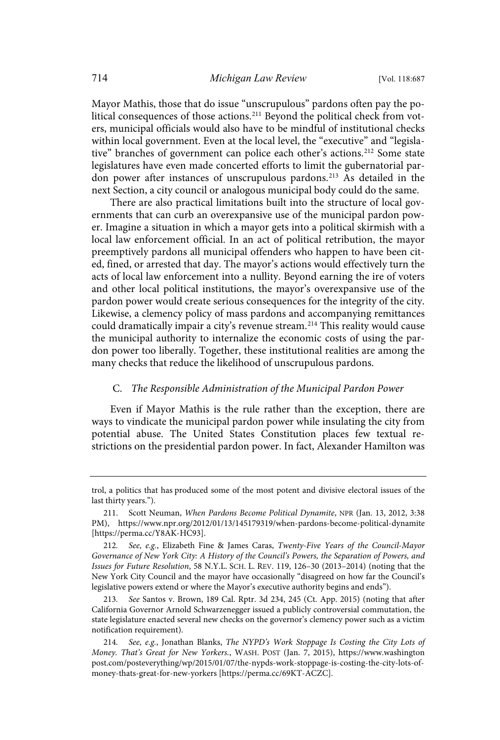Mayor Mathis, those that do issue "unscrupulous" pardons often pay the political consequences of those actions.[211] Beyond the political check from voters, municipal officials would also have to be mindful of institutional checks within local government. Even at the local level, the "executive" and "legislative" branches of government can police each other's actions.[212] Some state legislatures have even made concerted efforts to limit the gubernatorial pardon power after instances of unscrupulous pardons.[213] As detailed in the next Section, a city council or analogous municipal body could do the same.

There are also practical limitations built into the structure of local governments that can curb an overexpansive use of the municipal pardon power. Imagine a situation in which a mayor gets into a political skirmish with a local law enforcement official. In an act of political retribution, the mayor preemptively pardons all municipal offenders who happen to have been cited, fined, or arrested that day. The mayor's actions would effectively turn the acts of local law enforcement into a nullity. Beyond earning the ire of voters and other local political institutions, the mayor's overexpansive use of the pardon power would create serious consequences for the integrity of the city. Likewise, a clemency policy of mass pardons and accompanying remittances could dramatically impair a city's revenue stream.[214] This reality would cause the municipal authority to internalize the economic costs of using the pardon power too liberally. Together, these institutional realities are among the many checks that reduce the likelihood of unscrupulous pardons.

### C. *The Responsible Administration of the Municipal Pardon Power*

Even if Mayor Mathis is the rule rather than the exception, there are ways to vindicate the municipal pardon power while insulating the city from potential abuse. The United States Constitution places few textual restrictions on the presidential pardon power. In fact, Alexander Hamilton was

---

trol, a politics that has produced some of the most potent and divisive electoral issues of the last thirty years.").

211. Scott Neuman, *When Pardons Become Political Dynamite*, NPR (Jan. 13, 2012, 3:38 PM), https://www.npr.org/2012/01/13/145179319/when-pardons-become-political-dynamite [https://perma.cc/Y8AK-HC93].

212. *See, e.g.*, Elizabeth Fine & James Caras, *Twenty-Five Years of the Council-Mayor Governance of New York City: A History of the Council's Powers, the Separation of Powers, and Issues for Future Resolution*, 58 N.Y.L. SCH. L. REV. 119, 126–30 (2013–2014) (noting that the New York City Council and the mayor have occasionally "disagreed on how far the Council's legislative powers extend or where the Mayor's executive authority begins and ends").

213. *See* Santos v. Brown, 189 Cal. Rptr. 3d 234, 245 (Ct. App. 2015) (noting that after California Governor Arnold Schwarzenegger issued a publicly controversial commutation, the state legislature enacted several new checks on the governor's clemency power such as a victim notification requirement).

214. *See, e.g.*, Jonathan Blanks, *The NYPD's Work Stoppage Is Costing the City Lots of Money. That's Great for New Yorkers.*, WASH. POST (Jan. 7, 2015), https://www.washingtonpost.com/posteverything/wp/2015/01/07/the-nypds-work-stoppage-is-costing-the-city-lots-of-money-thats-great-for-new-yorkers [https://perma.cc/69KT-ACZC].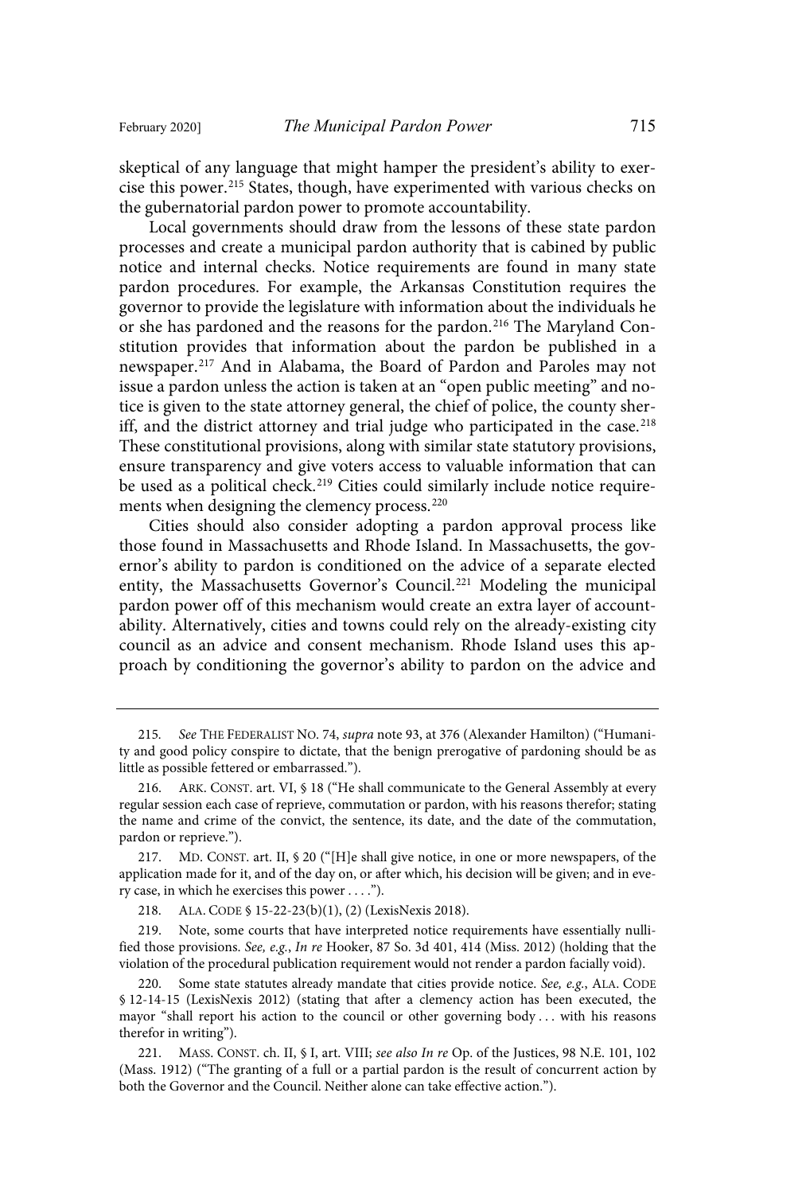skeptical of any language that might hamper the president's ability to exercise this power.[215] States, though, have experimented with various checks on the gubernatorial pardon power to promote accountability.

Local governments should draw from the lessons of these state pardon processes and create a municipal pardon authority that is cabined by public notice and internal checks. Notice requirements are found in many state pardon procedures. For example, the Arkansas Constitution requires the governor to provide the legislature with information about the individuals he or she has pardoned and the reasons for the pardon.[216] The Maryland Constitution provides that information about the pardon be published in a newspaper.[217] And in Alabama, the Board of Pardon and Paroles may not issue a pardon unless the action is taken at an "open public meeting" and notice is given to the state attorney general, the chief of police, the county sheriff, and the district attorney and trial judge who participated in the case.[218] These constitutional provisions, along with similar state statutory provisions, ensure transparency and give voters access to valuable information that can be used as a political check.[219] Cities could similarly include notice requirements when designing the clemency process.[220]

Cities should also consider adopting a pardon approval process like those found in Massachusetts and Rhode Island. In Massachusetts, the governor's ability to pardon is conditioned on the advice of a separate elected entity, the Massachusetts Governor's Council.[221] Modeling the municipal pardon power off of this mechanism would create an extra layer of accountability. Alternatively, cities and towns could rely on the already-existing city council as an advice and consent mechanism. Rhode Island uses this approach by conditioning the governor's ability to pardon on the advice and

---

215. *See* THE FEDERALIST NO. 74, *supra* note 93, at 376 (Alexander Hamilton) ("Humanity and good policy conspire to dictate, that the benign prerogative of pardoning should be as little as possible fettered or embarrassed.").

216. ARK. CONST. art. VI, § 18 ("He shall communicate to the General Assembly at every regular session each case of reprieve, commutation or pardon, with his reasons therefor; stating the name and crime of the convict, the sentence, its date, and the date of the commutation, pardon or reprieve.").

217. MD. CONST. art. II, § 20 ("[H]e shall give notice, in one or more newspapers, of the application made for it, and of the day on, or after which, his decision will be given; and in every case, in which he exercises this power . . . .").

218. ALA. CODE § 15-22-23(b)(1), (2) (LexisNexis 2018).

219. Note, some courts that have interpreted notice requirements have essentially nullified those provisions. *See, e.g.*, *In re* Hooker, 87 So. 3d 401, 414 (Miss. 2012) (holding that the violation of the procedural publication requirement would not render a pardon facially void).

220. Some state statutes already mandate that cities provide notice. *See, e.g.*, ALA. CODE § 12-14-15 (LexisNexis 2012) (stating that after a clemency action has been executed, the mayor "shall report his action to the council or other governing body . . . with his reasons therefor in writing").

221. MASS. CONST. ch. II, § I, art. VIII; *see also In re* Op. of the Justices, 98 N.E. 101, 102 (Mass. 1912) ("The granting of a full or a partial pardon is the result of concurrent action by both the Governor and the Council. Neither alone can take effective action.").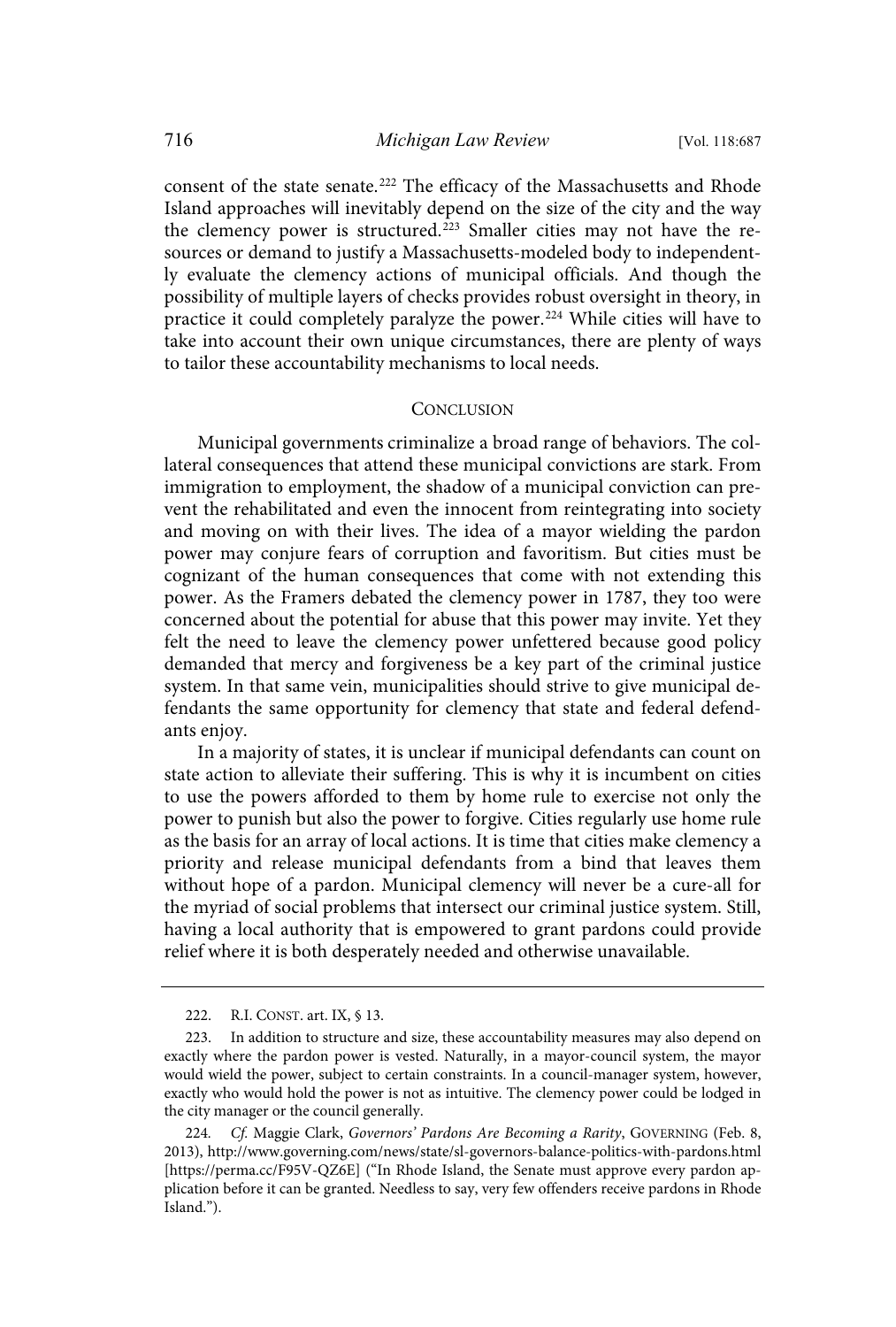consent of the state senate.[222] The efficacy of the Massachusetts and Rhode Island approaches will inevitably depend on the size of the city and the way the clemency power is structured.[223] Smaller cities may not have the resources or demand to justify a Massachusetts-modeled body to independently evaluate the clemency actions of municipal officials. And though the possibility of multiple layers of checks provides robust oversight in theory, in practice it could completely paralyze the power.[224] While cities will have to take into account their own unique circumstances, there are plenty of ways to tailor these accountability mechanisms to local needs.

## CONCLUSION

Municipal governments criminalize a broad range of behaviors. The collateral consequences that attend these municipal convictions are stark. From immigration to employment, the shadow of a municipal conviction can prevent the rehabilitated and even the innocent from reintegrating into society and moving on with their lives. The idea of a mayor wielding the pardon power may conjure fears of corruption and favoritism. But cities must be cognizant of the human consequences that come with not extending this power. As the Framers debated the clemency power in 1787, they too were concerned about the potential for abuse that this power may invite. Yet they felt the need to leave the clemency power unfettered because good policy demanded that mercy and forgiveness be a key part of the criminal justice system. In that same vein, municipalities should strive to give municipal defendants the same opportunity for clemency that state and federal defendants enjoy.

In a majority of states, it is unclear if municipal defendants can count on state action to alleviate their suffering. This is why it is incumbent on cities to use the powers afforded to them by home rule to exercise not only the power to punish but also the power to forgive. Cities regularly use home rule as the basis for an array of local actions. It is time that cities make clemency a priority and release municipal defendants from a bind that leaves them without hope of a pardon. Municipal clemency will never be a cure-all for the myriad of social problems that intersect our criminal justice system. Still, having a local authority that is empowered to grant pardons could provide relief where it is both desperately needed and otherwise unavailable.

---

222. R.I. CONST. art. IX, § 13.

223. In addition to structure and size, these accountability measures may also depend on exactly where the pardon power is vested. Naturally, in a mayor-council system, the mayor would wield the power, subject to certain constraints. In a council-manager system, however, exactly who would hold the power is not as intuitive. The clemency power could be lodged in the city manager or the council generally.

224. *Cf.* Maggie Clark, *Governors' Pardons Are Becoming a Rarity*, GOVERNING (Feb. 8, 2013), http://www.governing.com/news/state/sl-governors-balance-politics-with-pardons.html [https://perma.cc/F95V-QZ6E] ("In Rhode Island, the Senate must approve every pardon application before it can be granted. Needless to say, very few offenders receive pardons in Rhode Island.").